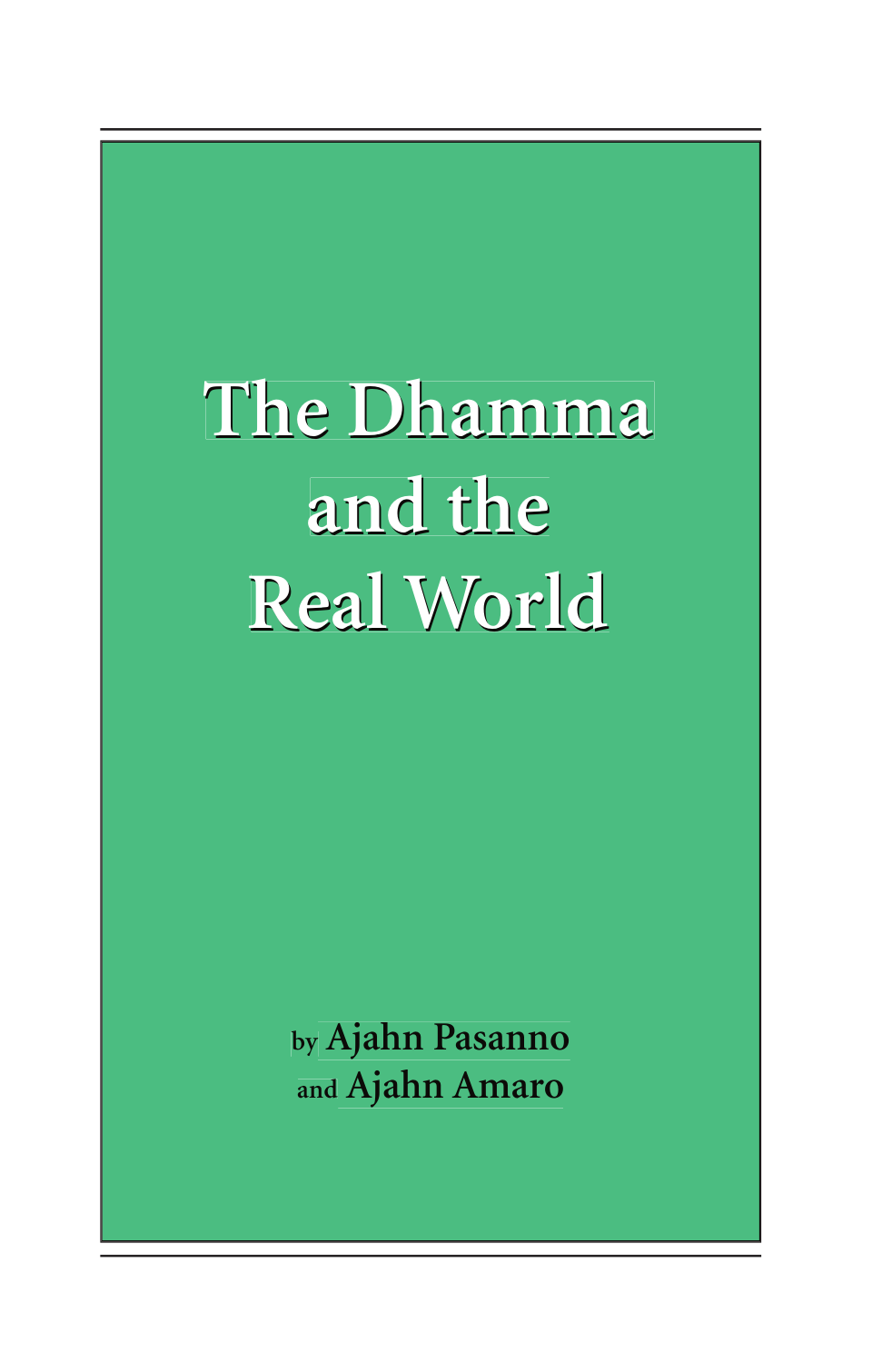# The Dhamma and the Real World

by **Ajahn Pasanno**
and **Ajahn Amaro**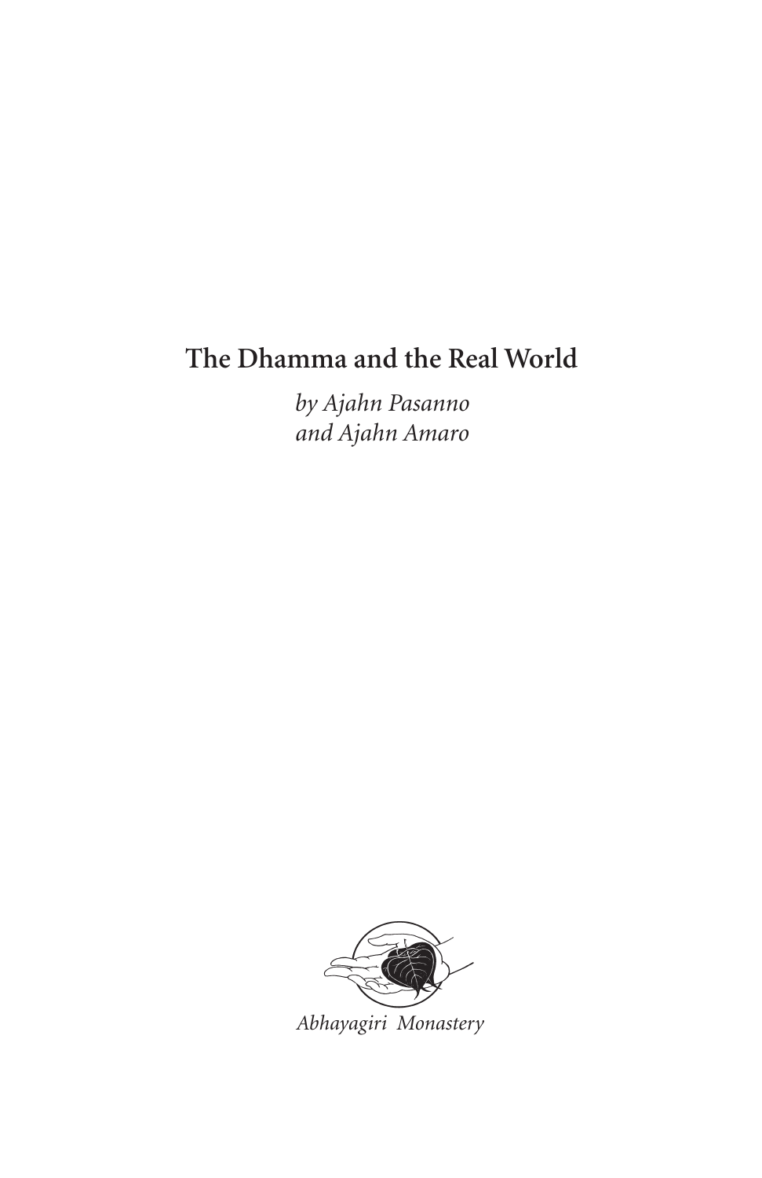# The Dhamma and the Real World

*by Ajahn Pasanno*
*and Ajahn Amaro*

*Abhayagiri Monastery*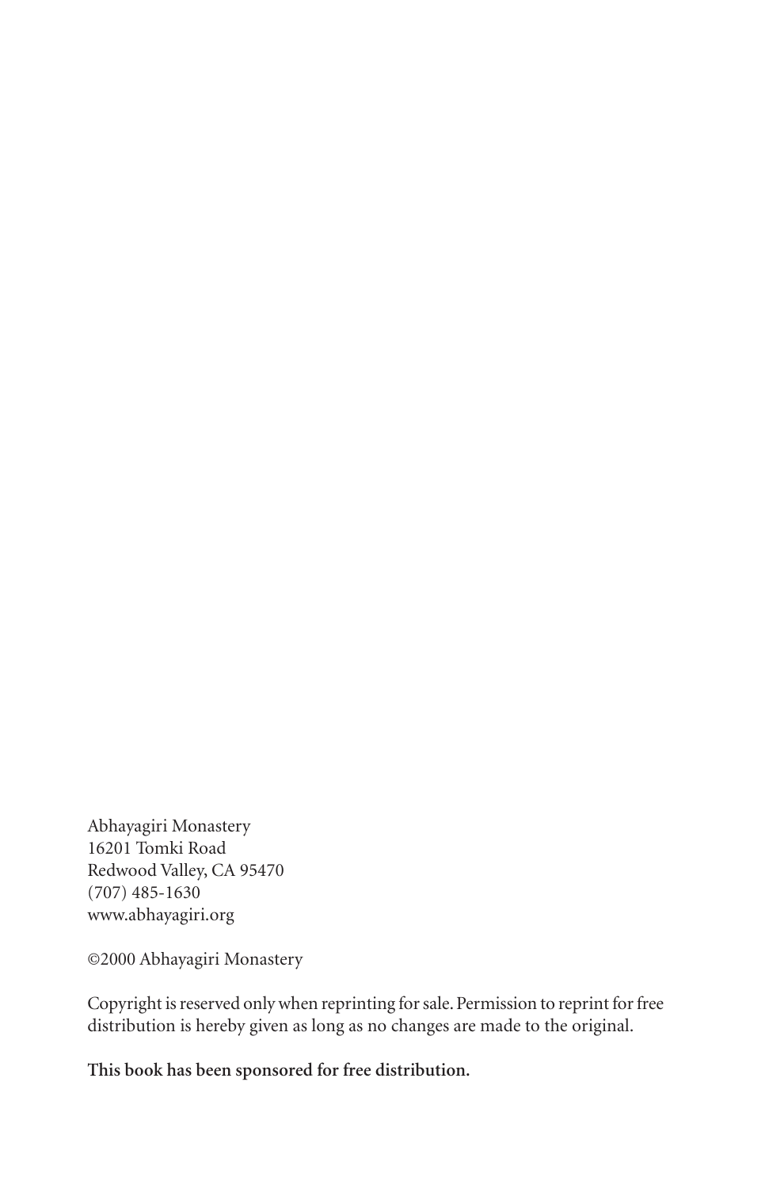Abhayagiri Monastery
16201 Tomki Road
Redwood Valley, CA 95470
(707) 485-1630
www.abhayagiri.org

©2000 Abhayagiri Monastery

Copyright is reserved only when reprinting for sale. Permission to reprint for free distribution is hereby given as long as no changes are made to the original.

**This book has been sponsored for free distribution.**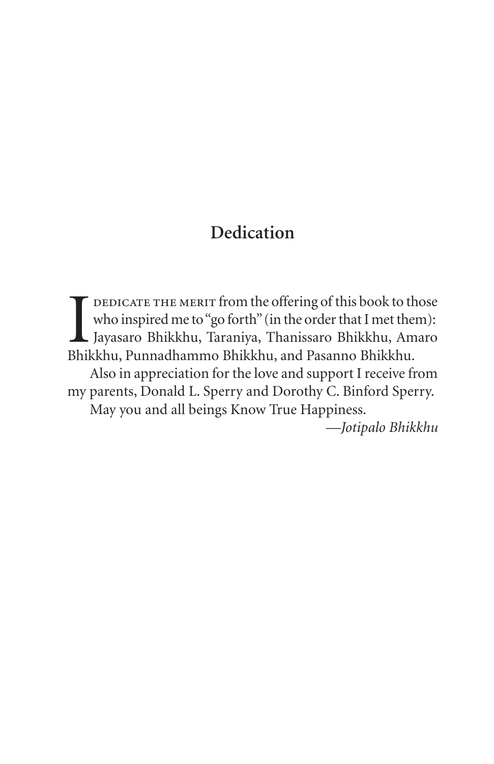## Dedication

I dedicate the merit from the offering of this book to those who inspired me to "go forth" (in the order that I met them): Jayasaro Bhikkhu, Taraniya, Thanissaro Bhikkhu, Amaro Bhikkhu, Punnadhammo Bhikkhu, and Pasanno Bhikkhu.

Also in appreciation for the love and support I receive from my parents, Donald L. Sperry and Dorothy C. Binford Sperry.

May you and all beings Know True Happiness.

—*Jotipalo Bhikkhu*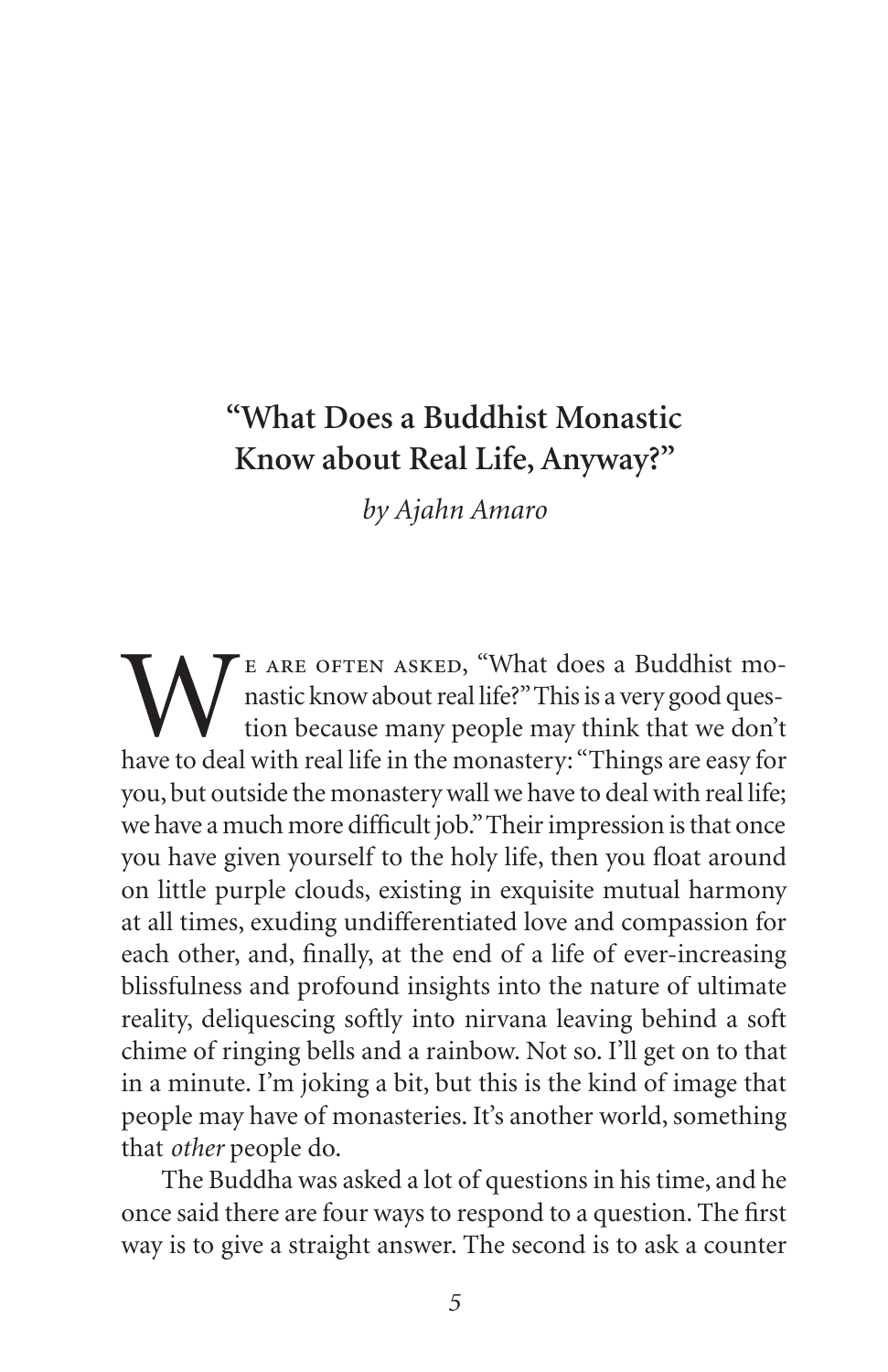## "What Does a Buddhist Monastic Know about Real Life, Anyway?"

*by Ajahn Amaro*

We are often asked, "What does a Buddhist monastic know about real life?" This is a very good question because many people may think that we don't have to deal with real life in the monastery: "Things are easy for you, but outside the monastery wall we have to deal with real life; we have a much more difficult job." Their impression is that once you have given yourself to the holy life, then you float around on little purple clouds, existing in exquisite mutual harmony at all times, exuding undifferentiated love and compassion for each other, and, finally, at the end of a life of ever-increasing blissfulness and profound insights into the nature of ultimate reality, deliquescing softly into nirvana leaving behind a soft chime of ringing bells and a rainbow. Not so. I'll get on to that in a minute. I'm joking a bit, but this is the kind of image that people may have of monasteries. It's another world, something that *other* people do.

The Buddha was asked a lot of questions in his time, and he once said there are four ways to respond to a question. The first way is to give a straight answer. The second is to ask a counter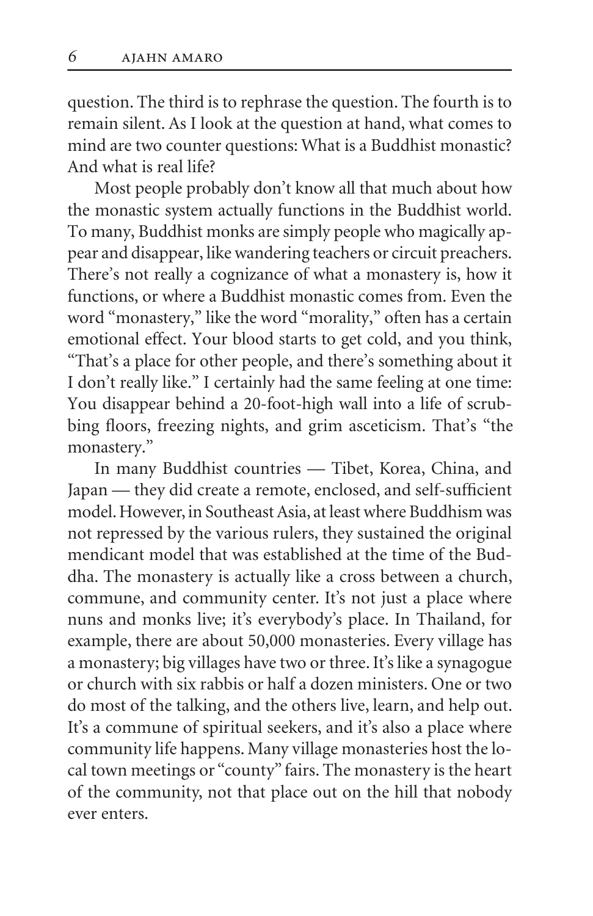question. The third is to rephrase the question. The fourth is to remain silent. As I look at the question at hand, what comes to mind are two counter questions: What is a Buddhist monastic? And what is real life?

Most people probably don't know all that much about how the monastic system actually functions in the Buddhist world. To many, Buddhist monks are simply people who magically appear and disappear, like wandering teachers or circuit preachers. There's not really a cognizance of what a monastery is, how it functions, or where a Buddhist monastic comes from. Even the word "monastery," like the word "morality," often has a certain emotional effect. Your blood starts to get cold, and you think, "That's a place for other people, and there's something about it I don't really like." I certainly had the same feeling at one time: You disappear behind a 20-foot-high wall into a life of scrubbing floors, freezing nights, and grim asceticism. That's "the monastery."

In many Buddhist countries — Tibet, Korea, China, and Japan — they did create a remote, enclosed, and self-sufficient model. However, in Southeast Asia, at least where Buddhism was not repressed by the various rulers, they sustained the original mendicant model that was established at the time of the Buddha. The monastery is actually like a cross between a church, commune, and community center. It's not just a place where nuns and monks live; it's everybody's place. In Thailand, for example, there are about 50,000 monasteries. Every village has a monastery; big villages have two or three. It's like a synagogue or church with six rabbis or half a dozen ministers. One or two do most of the talking, and the others live, learn, and help out. It's a commune of spiritual seekers, and it's also a place where community life happens. Many village monasteries host the local town meetings or "county" fairs. The monastery is the heart of the community, not that place out on the hill that nobody ever enters.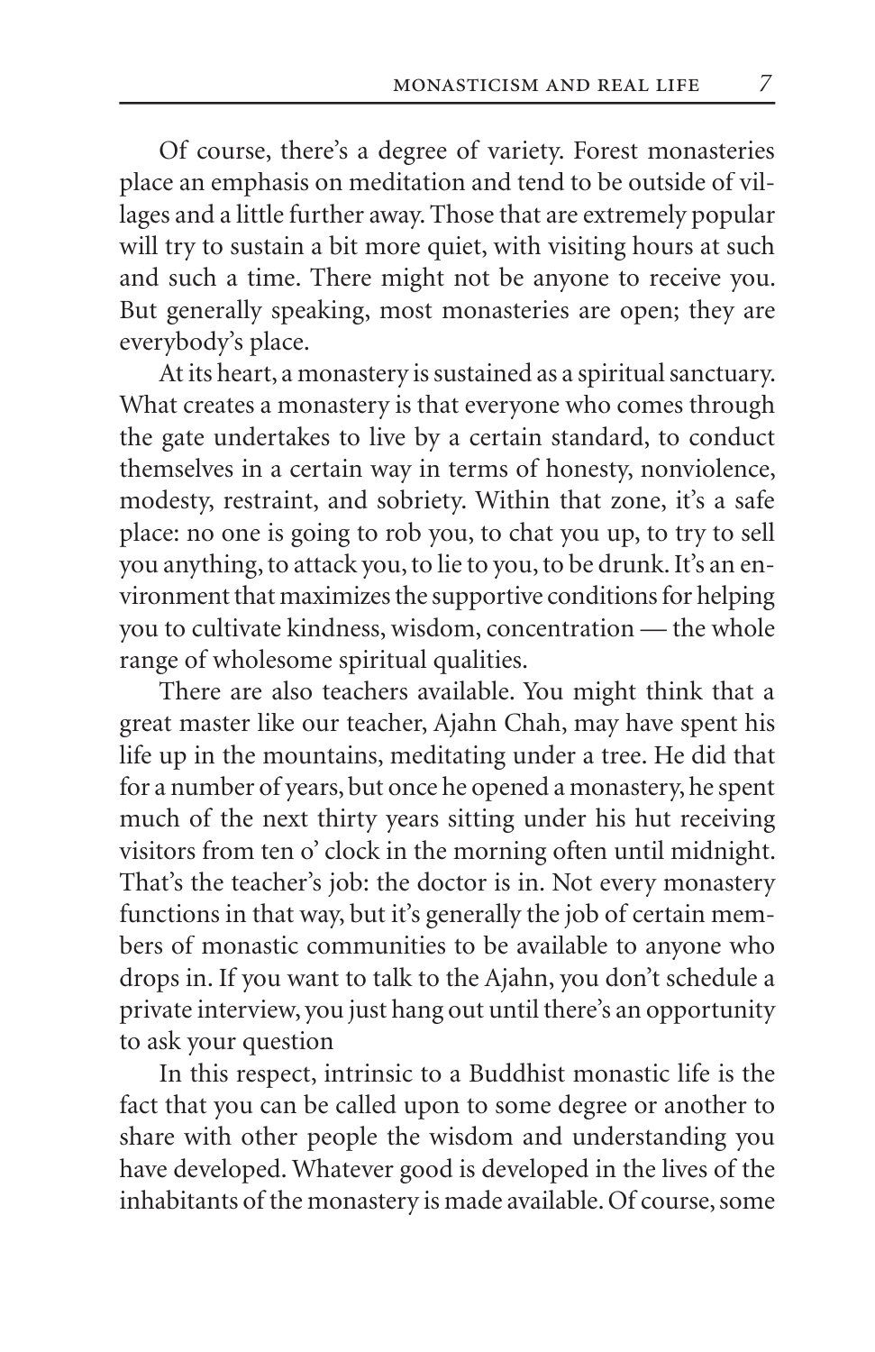Of course, there's a degree of variety. Forest monasteries place an emphasis on meditation and tend to be outside of villages and a little further away. Those that are extremely popular will try to sustain a bit more quiet, with visiting hours at such and such a time. There might not be anyone to receive you. But generally speaking, most monasteries are open; they are everybody's place.

At its heart, a monastery is sustained as a spiritual sanctuary. What creates a monastery is that everyone who comes through the gate undertakes to live by a certain standard, to conduct themselves in a certain way in terms of honesty, nonviolence, modesty, restraint, and sobriety. Within that zone, it's a safe place: no one is going to rob you, to chat you up, to try to sell you anything, to attack you, to lie to you, to be drunk. It's an environment that maximizes the supportive conditions for helping you to cultivate kindness, wisdom, concentration — the whole range of wholesome spiritual qualities.

There are also teachers available. You might think that a great master like our teacher, Ajahn Chah, may have spent his life up in the mountains, meditating under a tree. He did that for a number of years, but once he opened a monastery, he spent much of the next thirty years sitting under his hut receiving visitors from ten o' clock in the morning often until midnight. That's the teacher's job: the doctor is in. Not every monastery functions in that way, but it's generally the job of certain members of monastic communities to be available to anyone who drops in. If you want to talk to the Ajahn, you don't schedule a private interview, you just hang out until there's an opportunity to ask your question

In this respect, intrinsic to a Buddhist monastic life is the fact that you can be called upon to some degree or another to share with other people the wisdom and understanding you have developed. Whatever good is developed in the lives of the inhabitants of the monastery is made available. Of course, some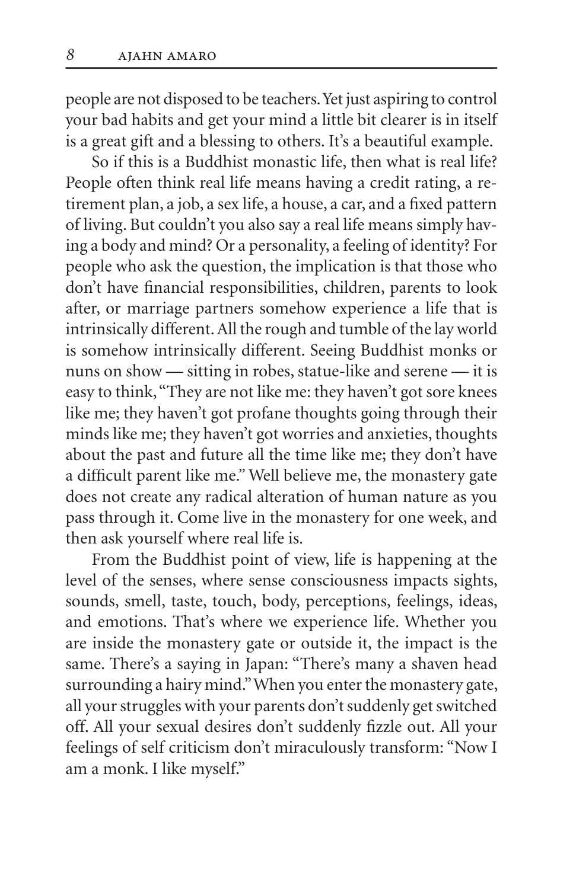people are not disposed to be teachers. Yet just aspiring to control your bad habits and get your mind a little bit clearer is in itself is a great gift and a blessing to others. It's a beautiful example.

So if this is a Buddhist monastic life, then what is real life? People often think real life means having a credit rating, a retirement plan, a job, a sex life, a house, a car, and a fixed pattern of living. But couldn't you also say a real life means simply having a body and mind? Or a personality, a feeling of identity? For people who ask the question, the implication is that those who don't have financial responsibilities, children, parents to look after, or marriage partners somehow experience a life that is intrinsically different. All the rough and tumble of the lay world is somehow intrinsically different. Seeing Buddhist monks or nuns on show — sitting in robes, statue-like and serene — it is easy to think, "They are not like me: they haven't got sore knees like me; they haven't got profane thoughts going through their minds like me; they haven't got worries and anxieties, thoughts about the past and future all the time like me; they don't have a difficult parent like me." Well believe me, the monastery gate does not create any radical alteration of human nature as you pass through it. Come live in the monastery for one week, and then ask yourself where real life is.

From the Buddhist point of view, life is happening at the level of the senses, where sense consciousness impacts sights, sounds, smell, taste, touch, body, perceptions, feelings, ideas, and emotions. That's where we experience life. Whether you are inside the monastery gate or outside it, the impact is the same. There's a saying in Japan: "There's many a shaven head surrounding a hairy mind." When you enter the monastery gate, all your struggles with your parents don't suddenly get switched off. All your sexual desires don't suddenly fizzle out. All your feelings of self criticism don't miraculously transform: "Now I am a monk. I like myself."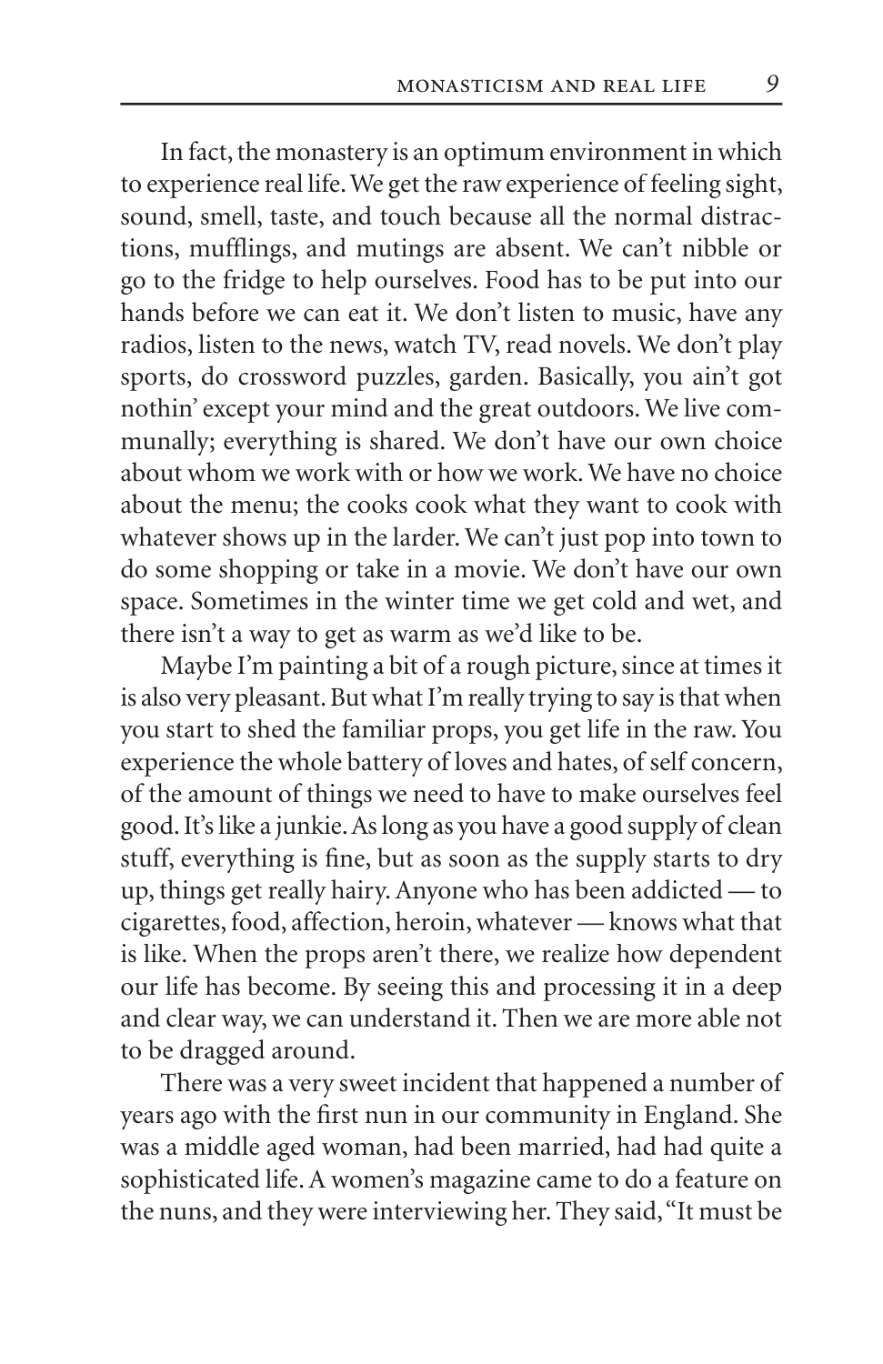In fact, the monastery is an optimum environment in which to experience real life. We get the raw experience of feeling sight, sound, smell, taste, and touch because all the normal distractions, mufflings, and mutings are absent. We can't nibble or go to the fridge to help ourselves. Food has to be put into our hands before we can eat it. We don't listen to music, have any radios, listen to the news, watch TV, read novels. We don't play sports, do crossword puzzles, garden. Basically, you ain't got nothin' except your mind and the great outdoors. We live communally; everything is shared. We don't have our own choice about whom we work with or how we work. We have no choice about the menu; the cooks cook what they want to cook with whatever shows up in the larder. We can't just pop into town to do some shopping or take in a movie. We don't have our own space. Sometimes in the winter time we get cold and wet, and there isn't a way to get as warm as we'd like to be.

Maybe I'm painting a bit of a rough picture, since at times it is also very pleasant. But what I'm really trying to say is that when you start to shed the familiar props, you get life in the raw. You experience the whole battery of loves and hates, of self concern, of the amount of things we need to have to make ourselves feel good. It's like a junkie. As long as you have a good supply of clean stuff, everything is fine, but as soon as the supply starts to dry up, things get really hairy. Anyone who has been addicted — to cigarettes, food, affection, heroin, whatever — knows what that is like. When the props aren't there, we realize how dependent our life has become. By seeing this and processing it in a deep and clear way, we can understand it. Then we are more able not to be dragged around.

There was a very sweet incident that happened a number of years ago with the first nun in our community in England. She was a middle aged woman, had been married, had had quite a sophisticated life. A women's magazine came to do a feature on the nuns, and they were interviewing her. They said, "It must be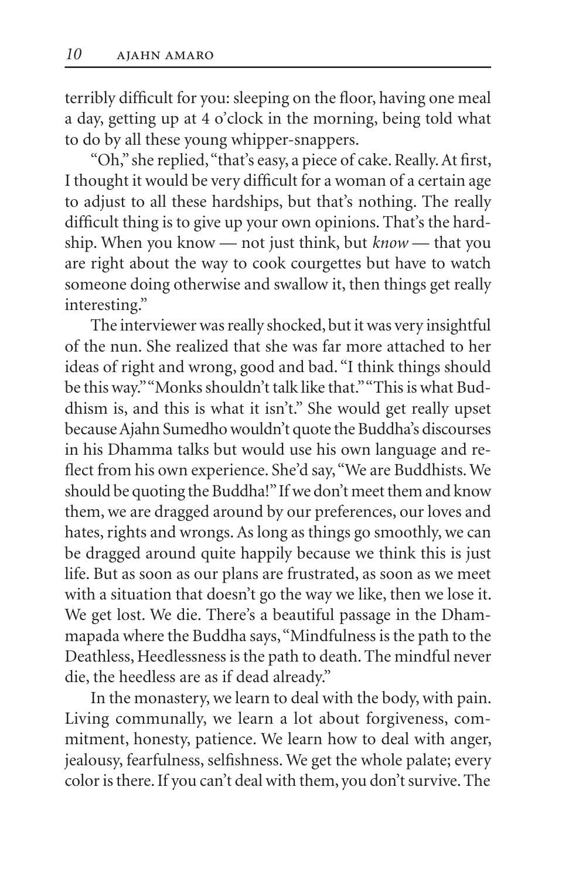terribly difficult for you: sleeping on the floor, having one meal a day, getting up at 4 o'clock in the morning, being told what to do by all these young whipper-snappers.

"Oh," she replied, "that's easy, a piece of cake. Really. At first, I thought it would be very difficult for a woman of a certain age to adjust to all these hardships, but that's nothing. The really difficult thing is to give up your own opinions. That's the hardship. When you know — not just think, but *know* — that you are right about the way to cook courgettes but have to watch someone doing otherwise and swallow it, then things get really interesting."

The interviewer was really shocked, but it was very insightful of the nun. She realized that she was far more attached to her ideas of right and wrong, good and bad. "I think things should be this way." "Monks shouldn't talk like that." "This is what Buddhism is, and this is what it isn't." She would get really upset because Ajahn Sumedho wouldn't quote the Buddha's discourses in his Dhamma talks but would use his own language and reflect from his own experience. She'd say, "We are Buddhists. We should be quoting the Buddha!" If we don't meet them and know them, we are dragged around by our preferences, our loves and hates, rights and wrongs. As long as things go smoothly, we can be dragged around quite happily because we think this is just life. But as soon as our plans are frustrated, as soon as we meet with a situation that doesn't go the way we like, then we lose it. We get lost. We die. There's a beautiful passage in the Dhammapada where the Buddha says, "Mindfulness is the path to the Deathless, Heedlessness is the path to death. The mindful never die, the heedless are as if dead already."

In the monastery, we learn to deal with the body, with pain. Living communally, we learn a lot about forgiveness, commitment, honesty, patience. We learn how to deal with anger, jealousy, fearfulness, selfishness. We get the whole palate; every color is there. If you can't deal with them, you don't survive. The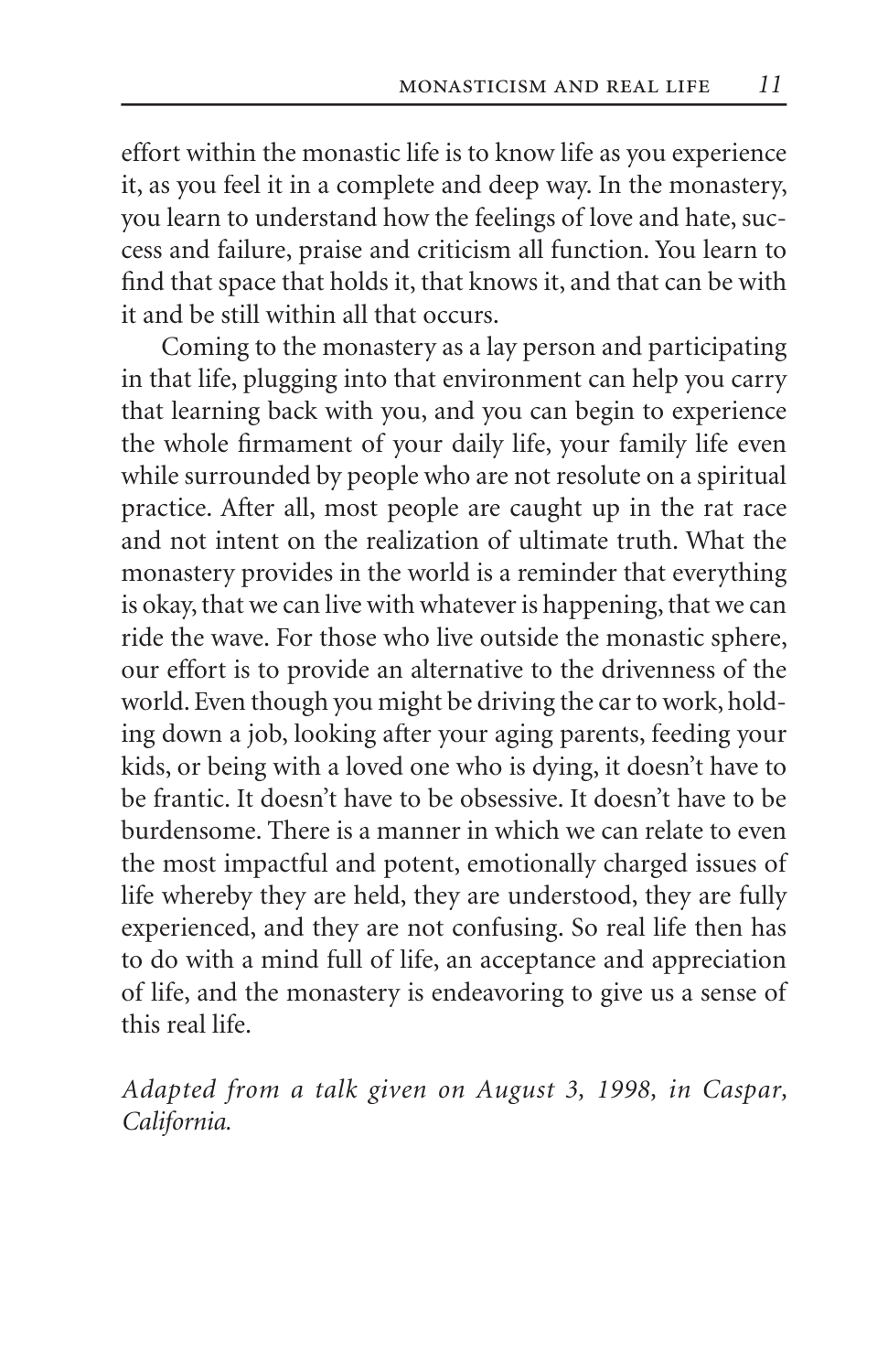effort within the monastic life is to know life as you experience it, as you feel it in a complete and deep way. In the monastery, you learn to understand how the feelings of love and hate, success and failure, praise and criticism all function. You learn to find that space that holds it, that knows it, and that can be with it and be still within all that occurs.

Coming to the monastery as a lay person and participating in that life, plugging into that environment can help you carry that learning back with you, and you can begin to experience the whole firmament of your daily life, your family life even while surrounded by people who are not resolute on a spiritual practice. After all, most people are caught up in the rat race and not intent on the realization of ultimate truth. What the monastery provides in the world is a reminder that everything is okay, that we can live with whatever is happening, that we can ride the wave. For those who live outside the monastic sphere, our effort is to provide an alternative to the drivenness of the world. Even though you might be driving the car to work, holding down a job, looking after your aging parents, feeding your kids, or being with a loved one who is dying, it doesn't have to be frantic. It doesn't have to be obsessive. It doesn't have to be burdensome. There is a manner in which we can relate to even the most impactful and potent, emotionally charged issues of life whereby they are held, they are understood, they are fully experienced, and they are not confusing. So real life then has to do with a mind full of life, an acceptance and appreciation of life, and the monastery is endeavoring to give us a sense of this real life.

*Adapted from a talk given on August 3, 1998, in Caspar, California.*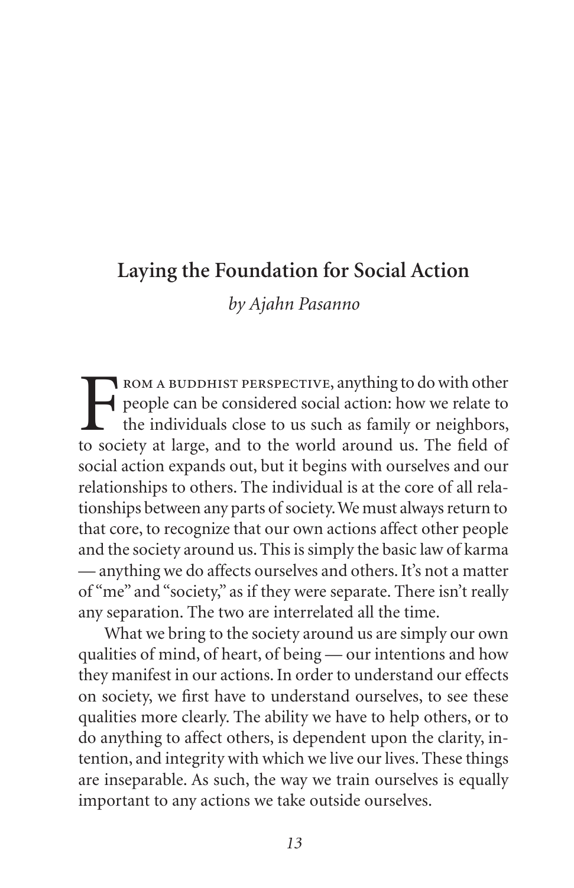## Laying the Foundation for Social Action

*by Ajahn Pasanno*

FROM A BUDDHIST PERSPECTIVE, anything to do with other people can be considered social action: how we relate to the individuals close to us such as family or neighbors, to society at large, and to the world around us. The field of social action expands out, but it begins with ourselves and our relationships to others. The individual is at the core of all relationships between any parts of society. We must always return to that core, to recognize that our own actions affect other people and the society around us. This is simply the basic law of karma — anything we do affects ourselves and others. It's not a matter of "me" and "society," as if they were separate. There isn't really any separation. The two are interrelated all the time.

What we bring to the society around us are simply our own qualities of mind, of heart, of being — our intentions and how they manifest in our actions. In order to understand our effects on society, we first have to understand ourselves, to see these qualities more clearly. The ability we have to help others, or to do anything to affect others, is dependent upon the clarity, intention, and integrity with which we live our lives. These things are inseparable. As such, the way we train ourselves is equally important to any actions we take outside ourselves.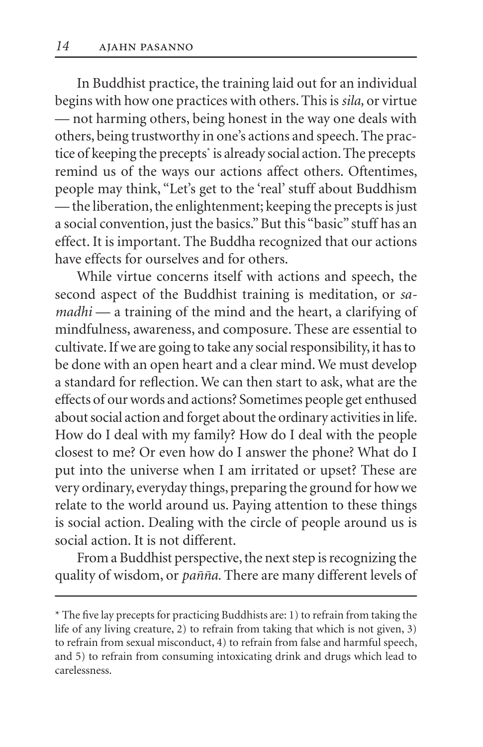In Buddhist practice, the training laid out for an individual begins with how one practices with others. This is *sila,* or virtue — not harming others, being honest in the way one deals with others, being trustworthy in one's actions and speech. The practice of keeping the precepts* is already social action. The precepts remind us of the ways our actions affect others. Oftentimes, people may think, "Let's get to the 'real' stuff about Buddhism — the liberation, the enlightenment; keeping the precepts is just a social convention, just the basics." But this "basic" stuff has an effect. It is important. The Buddha recognized that our actions have effects for ourselves and for others.

While virtue concerns itself with actions and speech, the second aspect of the Buddhist training is meditation, or *samadhi* — a training of the mind and the heart, a clarifying of mindfulness, awareness, and composure. These are essential to cultivate. If we are going to take any social responsibility, it has to be done with an open heart and a clear mind. We must develop a standard for reflection. We can then start to ask, what are the effects of our words and actions? Sometimes people get enthused about social action and forget about the ordinary activities in life. How do I deal with my family? How do I deal with the people closest to me? Or even how do I answer the phone? What do I put into the universe when I am irritated or upset? These are very ordinary, everyday things, preparing the ground for how we relate to the world around us. Paying attention to these things is social action. Dealing with the circle of people around us is social action. It is not different.

From a Buddhist perspective, the next step is recognizing the quality of wisdom, or *pañña.* There are many different levels of

---

* The five lay precepts for practicing Buddhists are: 1) to refrain from taking the life of any living creature, 2) to refrain from taking that which is not given, 3) to refrain from sexual misconduct, 4) to refrain from false and harmful speech, and 5) to refrain from consuming intoxicating drink and drugs which lead to carelessness.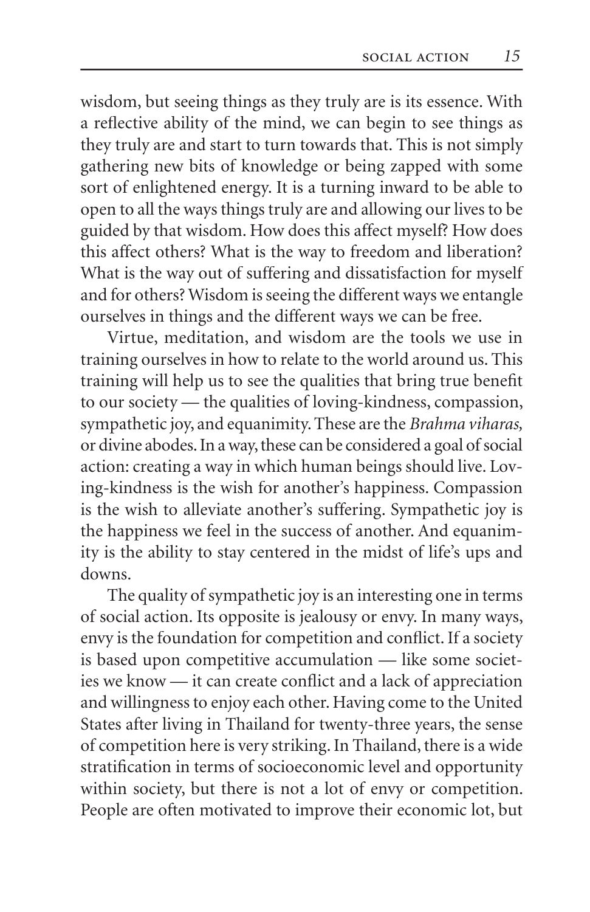wisdom, but seeing things as they truly are is its essence. With a reflective ability of the mind, we can begin to see things as they truly are and start to turn towards that. This is not simply gathering new bits of knowledge or being zapped with some sort of enlightened energy. It is a turning inward to be able to open to all the ways things truly are and allowing our lives to be guided by that wisdom. How does this affect myself? How does this affect others? What is the way to freedom and liberation? What is the way out of suffering and dissatisfaction for myself and for others? Wisdom is seeing the different ways we entangle ourselves in things and the different ways we can be free.

Virtue, meditation, and wisdom are the tools we use in training ourselves in how to relate to the world around us. This training will help us to see the qualities that bring true benefit to our society — the qualities of loving-kindness, compassion, sympathetic joy, and equanimity. These are the *Brahma viharas,* or divine abodes. In a way, these can be considered a goal of social action: creating a way in which human beings should live. Loving-kindness is the wish for another's happiness. Compassion is the wish to alleviate another's suffering. Sympathetic joy is the happiness we feel in the success of another. And equanimity is the ability to stay centered in the midst of life's ups and downs.

The quality of sympathetic joy is an interesting one in terms of social action. Its opposite is jealousy or envy. In many ways, envy is the foundation for competition and conflict. If a society is based upon competitive accumulation — like some societies we know — it can create conflict and a lack of appreciation and willingness to enjoy each other. Having come to the United States after living in Thailand for twenty-three years, the sense of competition here is very striking. In Thailand, there is a wide stratification in terms of socioeconomic level and opportunity within society, but there is not a lot of envy or competition. People are often motivated to improve their economic lot, but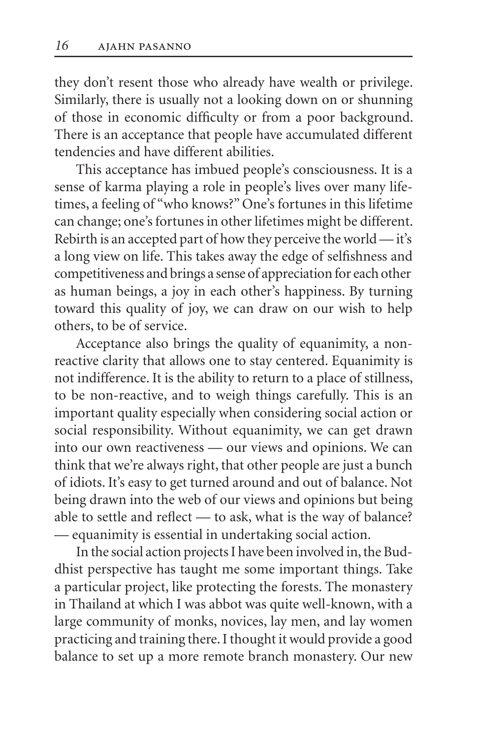they don't resent those who already have wealth or privilege. Similarly, there is usually not a looking down on or shunning of those in economic difficulty or from a poor background. There is an acceptance that people have accumulated different tendencies and have different abilities.

This acceptance has imbued people's consciousness. It is a sense of karma playing a role in people's lives over many lifetimes, a feeling of "who knows?" One's fortunes in this lifetime can change; one's fortunes in other lifetimes might be different. Rebirth is an accepted part of how they perceive the world — it's a long view on life. This takes away the edge of selfishness and competitiveness and brings a sense of appreciation for each other as human beings, a joy in each other's happiness. By turning toward this quality of joy, we can draw on our wish to help others, to be of service.

Acceptance also brings the quality of equanimity, a non-reactive clarity that allows one to stay centered. Equanimity is not indifference. It is the ability to return to a place of stillness, to be non-reactive, and to weigh things carefully. This is an important quality especially when considering social action or social responsibility. Without equanimity, we can get drawn into our own reactiveness — our views and opinions. We can think that we're always right, that other people are just a bunch of idiots. It's easy to get turned around and out of balance. Not being drawn into the web of our views and opinions but being able to settle and reflect — to ask, what is the way of balance? — equanimity is essential in undertaking social action.

In the social action projects I have been involved in, the Buddhist perspective has taught me some important things. Take a particular project, like protecting the forests. The monastery in Thailand at which I was abbot was quite well-known, with a large community of monks, novices, lay men, and lay women practicing and training there. I thought it would provide a good balance to set up a more remote branch monastery. Our new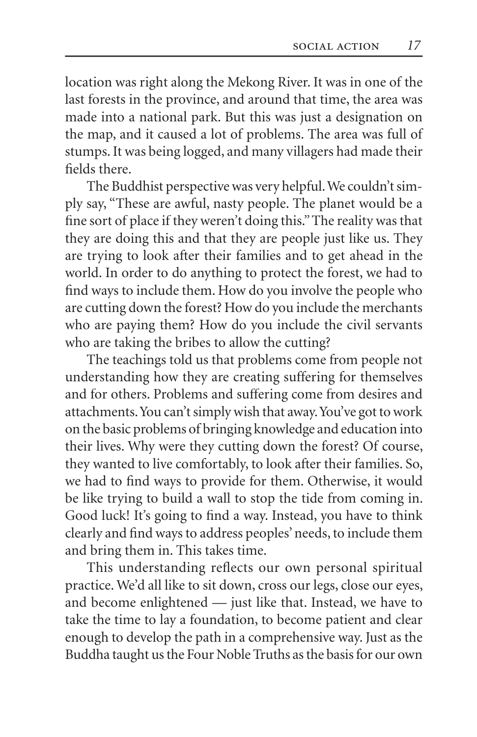location was right along the Mekong River. It was in one of the last forests in the province, and around that time, the area was made into a national park. But this was just a designation on the map, and it caused a lot of problems. The area was full of stumps. It was being logged, and many villagers had made their fields there.

The Buddhist perspective was very helpful. We couldn't simply say, "These are awful, nasty people. The planet would be a fine sort of place if they weren't doing this." The reality was that they are doing this and that they are people just like us. They are trying to look after their families and to get ahead in the world. In order to do anything to protect the forest, we had to find ways to include them. How do you involve the people who are cutting down the forest? How do you include the merchants who are paying them? How do you include the civil servants who are taking the bribes to allow the cutting?

The teachings told us that problems come from people not understanding how they are creating suffering for themselves and for others. Problems and suffering come from desires and attachments. You can't simply wish that away. You've got to work on the basic problems of bringing knowledge and education into their lives. Why were they cutting down the forest? Of course, they wanted to live comfortably, to look after their families. So, we had to find ways to provide for them. Otherwise, it would be like trying to build a wall to stop the tide from coming in. Good luck! It's going to find a way. Instead, you have to think clearly and find ways to address peoples' needs, to include them and bring them in. This takes time.

This understanding reflects our own personal spiritual practice. We'd all like to sit down, cross our legs, close our eyes, and become enlightened — just like that. Instead, we have to take the time to lay a foundation, to become patient and clear enough to develop the path in a comprehensive way. Just as the Buddha taught us the Four Noble Truths as the basis for our own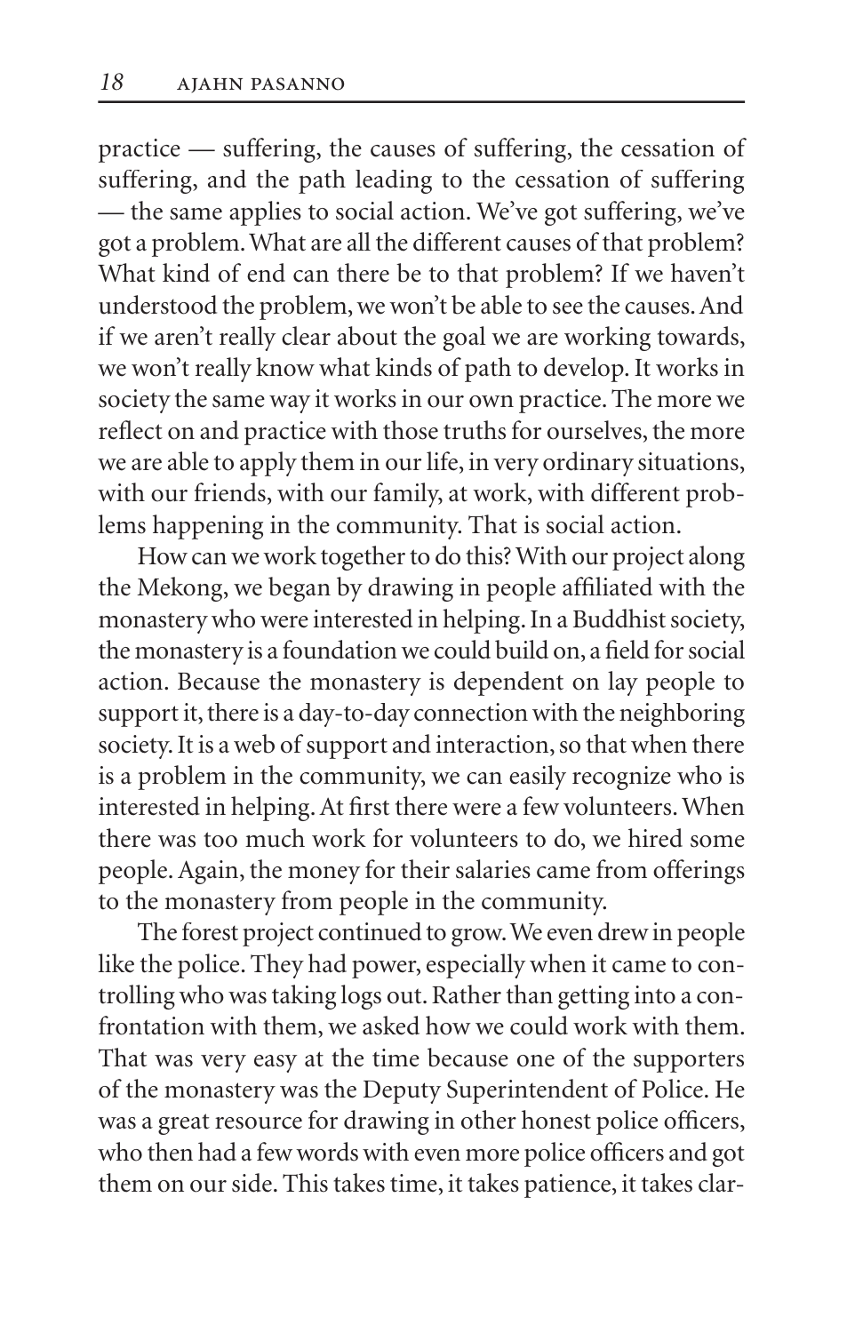practice — suffering, the causes of suffering, the cessation of suffering, and the path leading to the cessation of suffering — the same applies to social action. We've got suffering, we've got a problem. What are all the different causes of that problem? What kind of end can there be to that problem? If we haven't understood the problem, we won't be able to see the causes. And if we aren't really clear about the goal we are working towards, we won't really know what kinds of path to develop. It works in society the same way it works in our own practice. The more we reflect on and practice with those truths for ourselves, the more we are able to apply them in our life, in very ordinary situations, with our friends, with our family, at work, with different problems happening in the community. That is social action.

How can we work together to do this? With our project along the Mekong, we began by drawing in people affiliated with the monastery who were interested in helping. In a Buddhist society, the monastery is a foundation we could build on, a field for social action. Because the monastery is dependent on lay people to support it, there is a day-to-day connection with the neighboring society. It is a web of support and interaction, so that when there is a problem in the community, we can easily recognize who is interested in helping. At first there were a few volunteers. When there was too much work for volunteers to do, we hired some people. Again, the money for their salaries came from offerings to the monastery from people in the community.

The forest project continued to grow. We even drew in people like the police. They had power, especially when it came to controlling who was taking logs out. Rather than getting into a confrontation with them, we asked how we could work with them. That was very easy at the time because one of the supporters of the monastery was the Deputy Superintendent of Police. He was a great resource for drawing in other honest police officers, who then had a few words with even more police officers and got them on our side. This takes time, it takes patience, it takes clar-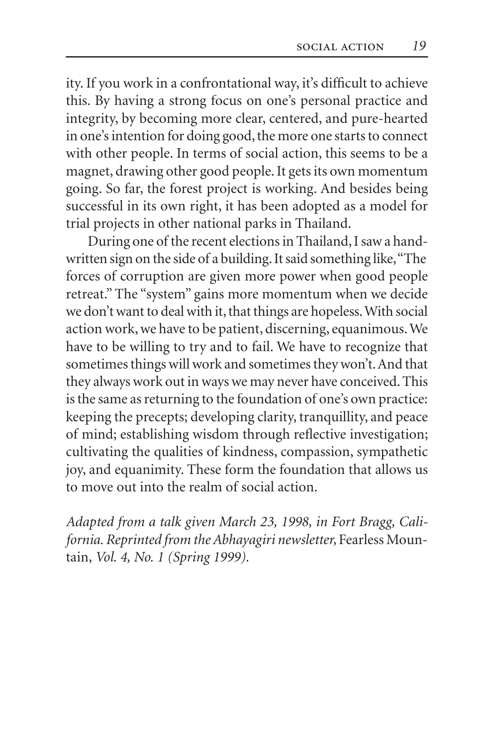ity. If you work in a confrontational way, it's difficult to achieve this. By having a strong focus on one's personal practice and integrity, by becoming more clear, centered, and pure-hearted in one's intention for doing good, the more one starts to connect with other people. In terms of social action, this seems to be a magnet, drawing other good people. It gets its own momentum going. So far, the forest project is working. And besides being successful in its own right, it has been adopted as a model for trial projects in other national parks in Thailand.

During one of the recent elections in Thailand, I saw a handwritten sign on the side of a building. It said something like, "The forces of corruption are given more power when good people retreat." The "system" gains more momentum when we decide we don't want to deal with it, that things are hopeless. With social action work, we have to be patient, discerning, equanimous. We have to be willing to try and to fail. We have to recognize that sometimes things will work and sometimes they won't. And that they always work out in ways we may never have conceived. This is the same as returning to the foundation of one's own practice: keeping the precepts; developing clarity, tranquillity, and peace of mind; establishing wisdom through reflective investigation; cultivating the qualities of kindness, compassion, sympathetic joy, and equanimity. These form the foundation that allows us to move out into the realm of social action.

*Adapted from a talk given March 23, 1998, in Fort Bragg, California. Reprinted from the Abhayagiri newsletter,* Fearless Mountain, *Vol. 4, No. 1 (Spring 1999).*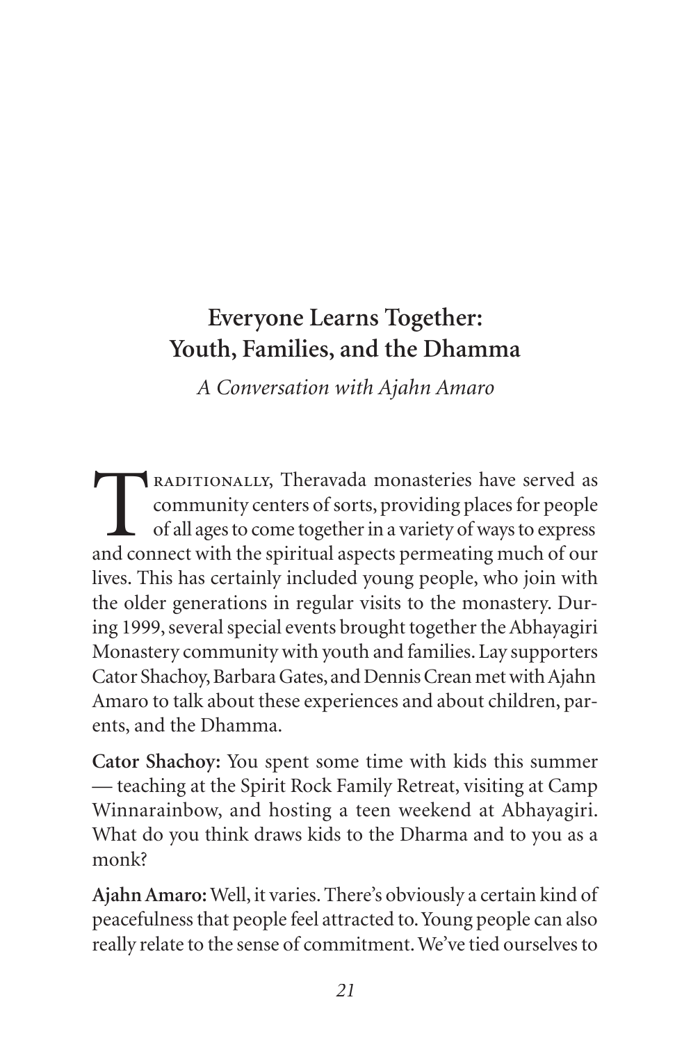# Everyone Learns Together: Youth, Families, and the Dhamma

*A Conversation with Ajahn Amaro*

Traditionally, Theravada monasteries have served as community centers of sorts, providing places for people of all ages to come together in a variety of ways to express and connect with the spiritual aspects permeating much of our lives. This has certainly included young people, who join with the older generations in regular visits to the monastery. During 1999, several special events brought together the Abhayagiri Monastery community with youth and families. Lay supporters Cator Shachoy, Barbara Gates, and Dennis Crean met with Ajahn Amaro to talk about these experiences and about children, parents, and the Dhamma.

**Cator Shachoy:** You spent some time with kids this summer — teaching at the Spirit Rock Family Retreat, visiting at Camp Winnarainbow, and hosting a teen weekend at Abhayagiri. What do you think draws kids to the Dharma and to you as a monk?

**Ajahn Amaro:** Well, it varies. There's obviously a certain kind of peacefulness that people feel attracted to. Young people can also really relate to the sense of commitment. We've tied ourselves to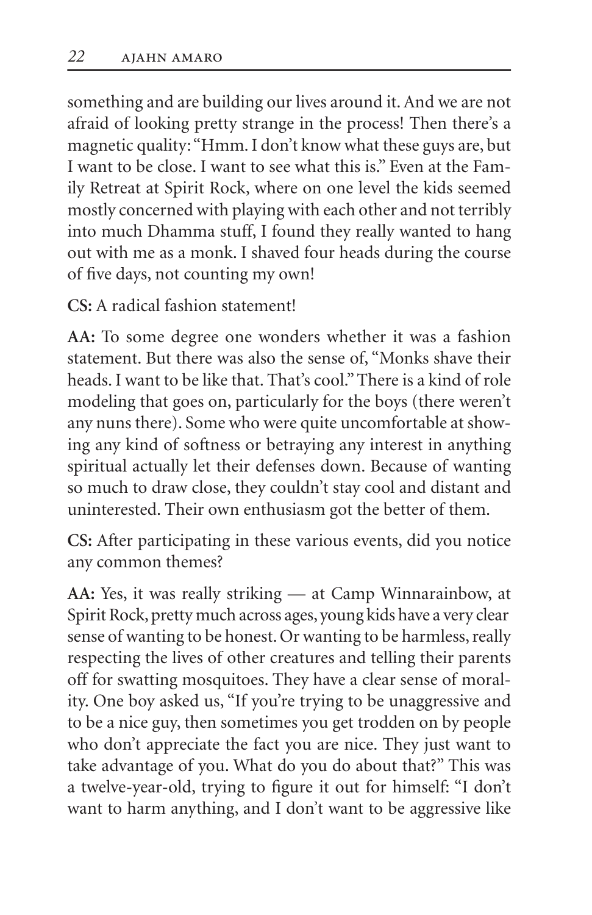something and are building our lives around it. And we are not afraid of looking pretty strange in the process! Then there's a magnetic quality: "Hmm. I don't know what these guys are, but I want to be close. I want to see what this is." Even at the Family Retreat at Spirit Rock, where on one level the kids seemed mostly concerned with playing with each other and not terribly into much Dhamma stuff, I found they really wanted to hang out with me as a monk. I shaved four heads during the course of five days, not counting my own!

**CS:** A radical fashion statement!

**AA:** To some degree one wonders whether it was a fashion statement. But there was also the sense of, "Monks shave their heads. I want to be like that. That's cool." There is a kind of role modeling that goes on, particularly for the boys (there weren't any nuns there). Some who were quite uncomfortable at showing any kind of softness or betraying any interest in anything spiritual actually let their defenses down. Because of wanting so much to draw close, they couldn't stay cool and distant and uninterested. Their own enthusiasm got the better of them.

**CS:** After participating in these various events, did you notice any common themes?

**AA:** Yes, it was really striking — at Camp Winnarainbow, at Spirit Rock, pretty much across ages, young kids have a very clear sense of wanting to be honest. Or wanting to be harmless, really respecting the lives of other creatures and telling their parents off for swatting mosquitoes. They have a clear sense of morality. One boy asked us, "If you're trying to be unaggressive and to be a nice guy, then sometimes you get trodden on by people who don't appreciate the fact you are nice. They just want to take advantage of you. What do you do about that?" This was a twelve-year-old, trying to figure it out for himself: "I don't want to harm anything, and I don't want to be aggressive like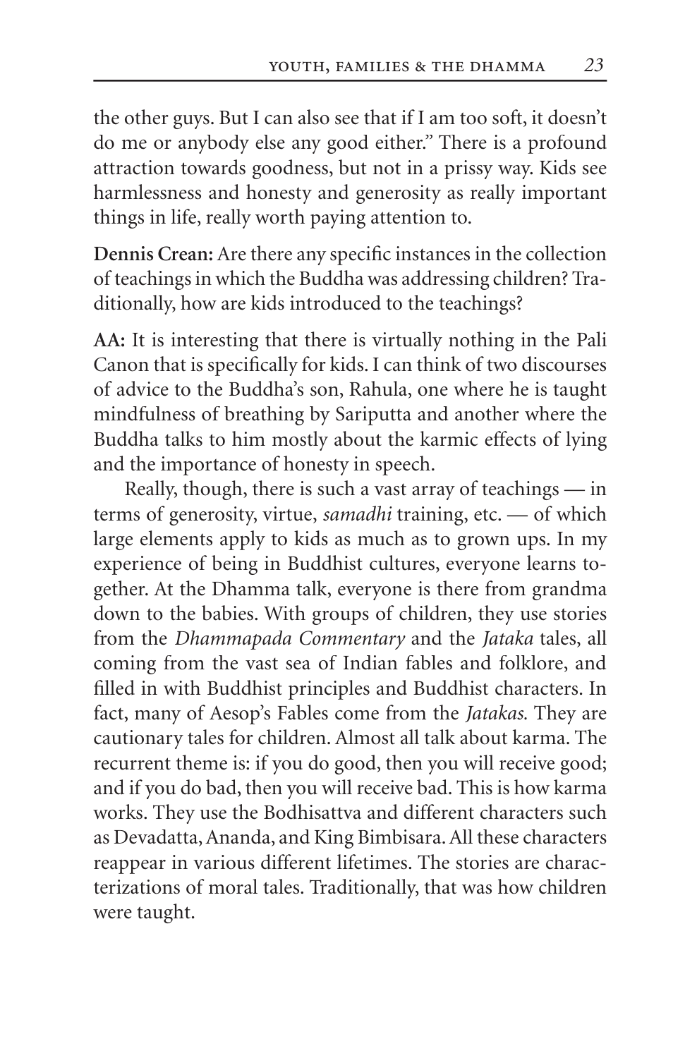the other guys. But I can also see that if I am too soft, it doesn't do me or anybody else any good either." There is a profound attraction towards goodness, but not in a prissy way. Kids see harmlessness and honesty and generosity as really important things in life, really worth paying attention to.

**Dennis Crean:** Are there any specific instances in the collection of teachings in which the Buddha was addressing children? Traditionally, how are kids introduced to the teachings?

**AA:** It is interesting that there is virtually nothing in the Pali Canon that is specifically for kids. I can think of two discourses of advice to the Buddha's son, Rahula, one where he is taught mindfulness of breathing by Sariputta and another where the Buddha talks to him mostly about the karmic effects of lying and the importance of honesty in speech.

Really, though, there is such a vast array of teachings — in terms of generosity, virtue, *samadhi* training, etc. — of which large elements apply to kids as much as to grown ups. In my experience of being in Buddhist cultures, everyone learns together. At the Dhamma talk, everyone is there from grandma down to the babies. With groups of children, they use stories from the *Dhammapada Commentary* and the *Jataka* tales, all coming from the vast sea of Indian fables and folklore, and filled in with Buddhist principles and Buddhist characters. In fact, many of Aesop's Fables come from the *Jatakas.* They are cautionary tales for children. Almost all talk about karma. The recurrent theme is: if you do good, then you will receive good; and if you do bad, then you will receive bad. This is how karma works. They use the Bodhisattva and different characters such as Devadatta, Ananda, and King Bimbisara. All these characters reappear in various different lifetimes. The stories are characterizations of moral tales. Traditionally, that was how children were taught.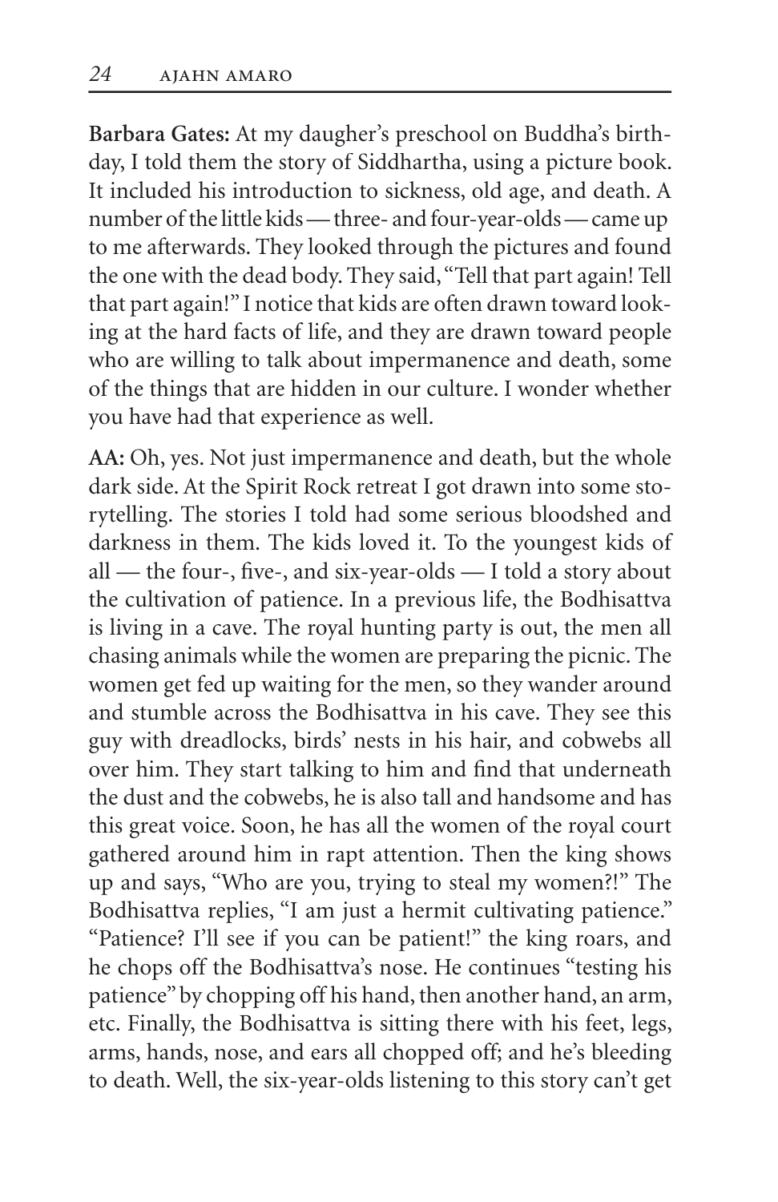**Barbara Gates:** At my daugher's preschool on Buddha's birthday, I told them the story of Siddhartha, using a picture book. It included his introduction to sickness, old age, and death. A number of the little kids — three- and four-year-olds — came up to me afterwards. They looked through the pictures and found the one with the dead body. They said, "Tell that part again! Tell that part again!" I notice that kids are often drawn toward looking at the hard facts of life, and they are drawn toward people who are willing to talk about impermanence and death, some of the things that are hidden in our culture. I wonder whether you have had that experience as well.

**AA:** Oh, yes. Not just impermanence and death, but the whole dark side. At the Spirit Rock retreat I got drawn into some storytelling. The stories I told had some serious bloodshed and darkness in them. The kids loved it. To the youngest kids of all — the four-, five-, and six-year-olds — I told a story about the cultivation of patience. In a previous life, the Bodhisattva is living in a cave. The royal hunting party is out, the men all chasing animals while the women are preparing the picnic. The women get fed up waiting for the men, so they wander around and stumble across the Bodhisattva in his cave. They see this guy with dreadlocks, birds' nests in his hair, and cobwebs all over him. They start talking to him and find that underneath the dust and the cobwebs, he is also tall and handsome and has this great voice. Soon, he has all the women of the royal court gathered around him in rapt attention. Then the king shows up and says, "Who are you, trying to steal my women?!" The Bodhisattva replies, "I am just a hermit cultivating patience." "Patience? I'll see if you can be patient!" the king roars, and he chops off the Bodhisattva's nose. He continues "testing his patience" by chopping off his hand, then another hand, an arm, etc. Finally, the Bodhisattva is sitting there with his feet, legs, arms, hands, nose, and ears all chopped off; and he's bleeding to death. Well, the six-year-olds listening to this story can't get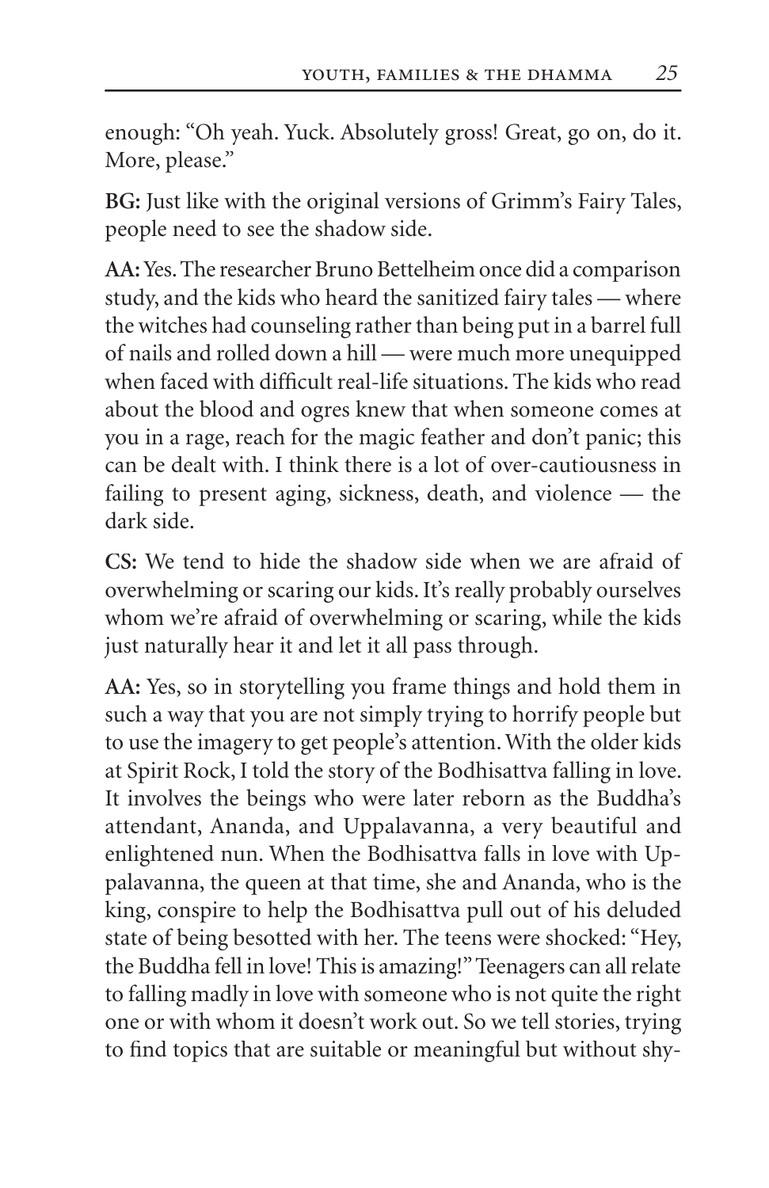enough: "Oh yeah. Yuck. Absolutely gross! Great, go on, do it. More, please."

**BG:** Just like with the original versions of Grimm's Fairy Tales, people need to see the shadow side.

**AA:** Yes. The researcher Bruno Bettelheim once did a comparison study, and the kids who heard the sanitized fairy tales — where the witches had counseling rather than being put in a barrel full of nails and rolled down a hill — were much more unequipped when faced with difficult real-life situations. The kids who read about the blood and ogres knew that when someone comes at you in a rage, reach for the magic feather and don't panic; this can be dealt with. I think there is a lot of over-cautiousness in failing to present aging, sickness, death, and violence — the dark side.

**CS:** We tend to hide the shadow side when we are afraid of overwhelming or scaring our kids. It's really probably ourselves whom we're afraid of overwhelming or scaring, while the kids just naturally hear it and let it all pass through.

**AA:** Yes, so in storytelling you frame things and hold them in such a way that you are not simply trying to horrify people but to use the imagery to get people's attention. With the older kids at Spirit Rock, I told the story of the Bodhisattva falling in love. It involves the beings who were later reborn as the Buddha's attendant, Ananda, and Uppalavanna, a very beautiful and enlightened nun. When the Bodhisattva falls in love with Uppalavanna, the queen at that time, she and Ananda, who is the king, conspire to help the Bodhisattva pull out of his deluded state of being besotted with her. The teens were shocked: "Hey, the Buddha fell in love! This is amazing!" Teenagers can all relate to falling madly in love with someone who is not quite the right one or with whom it doesn't work out. So we tell stories, trying to find topics that are suitable or meaningful but without shy-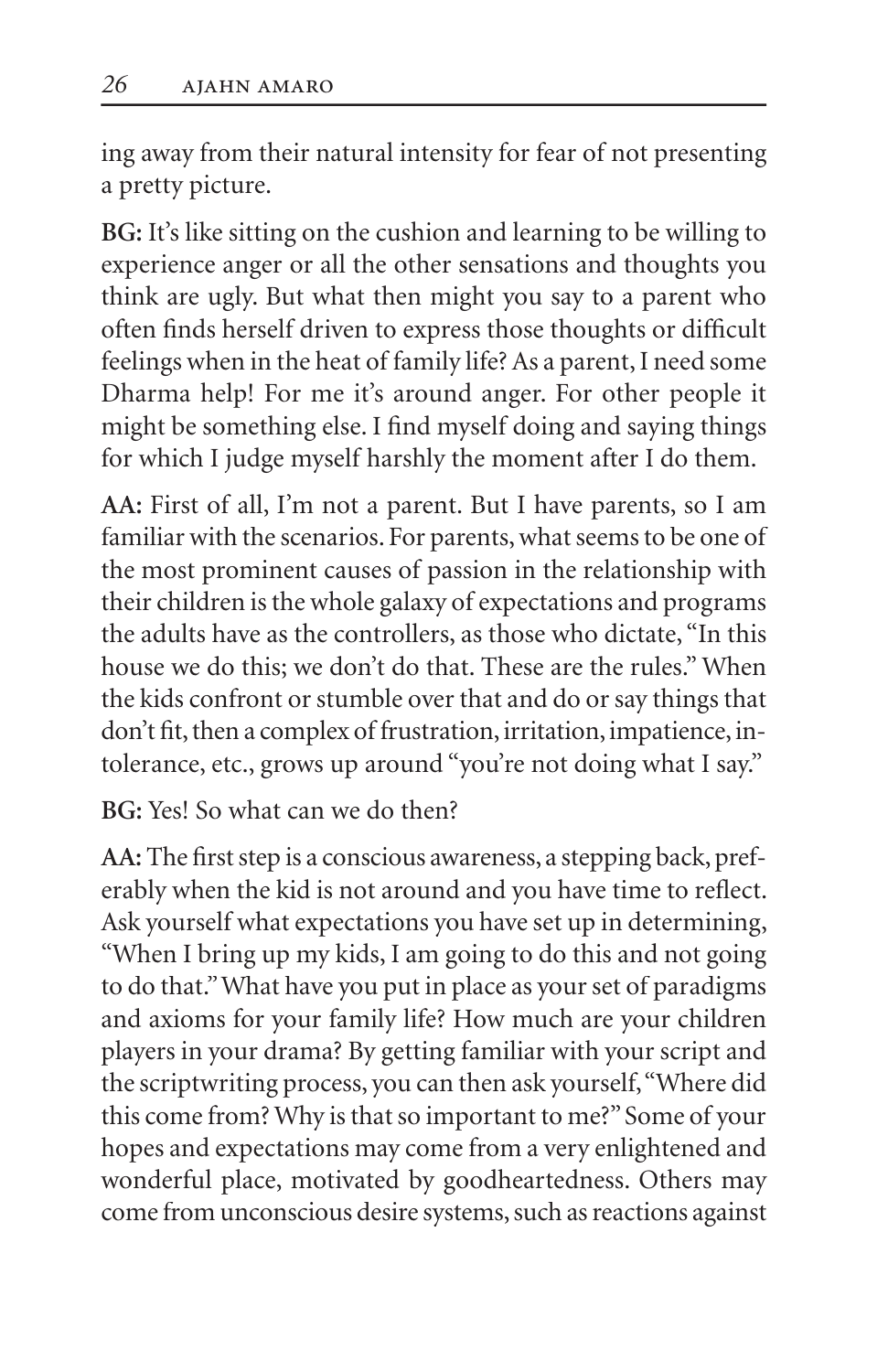ing away from their natural intensity for fear of not presenting a pretty picture.

**BG:** It's like sitting on the cushion and learning to be willing to experience anger or all the other sensations and thoughts you think are ugly. But what then might you say to a parent who often finds herself driven to express those thoughts or difficult feelings when in the heat of family life? As a parent, I need some Dharma help! For me it's around anger. For other people it might be something else. I find myself doing and saying things for which I judge myself harshly the moment after I do them.

**AA:** First of all, I'm not a parent. But I have parents, so I am familiar with the scenarios. For parents, what seems to be one of the most prominent causes of passion in the relationship with their children is the whole galaxy of expectations and programs the adults have as the controllers, as those who dictate, "In this house we do this; we don't do that. These are the rules." When the kids confront or stumble over that and do or say things that don't fit, then a complex of frustration, irritation, impatience, intolerance, etc., grows up around "you're not doing what I say."

**BG:** Yes! So what can we do then?

**AA:** The first step is a conscious awareness, a stepping back, preferably when the kid is not around and you have time to reflect. Ask yourself what expectations you have set up in determining, "When I bring up my kids, I am going to do this and not going to do that." What have you put in place as your set of paradigms and axioms for your family life? How much are your children players in your drama? By getting familiar with your script and the scriptwriting process, you can then ask yourself, "Where did this come from? Why is that so important to me?" Some of your hopes and expectations may come from a very enlightened and wonderful place, motivated by goodheartedness. Others may come from unconscious desire systems, such as reactions against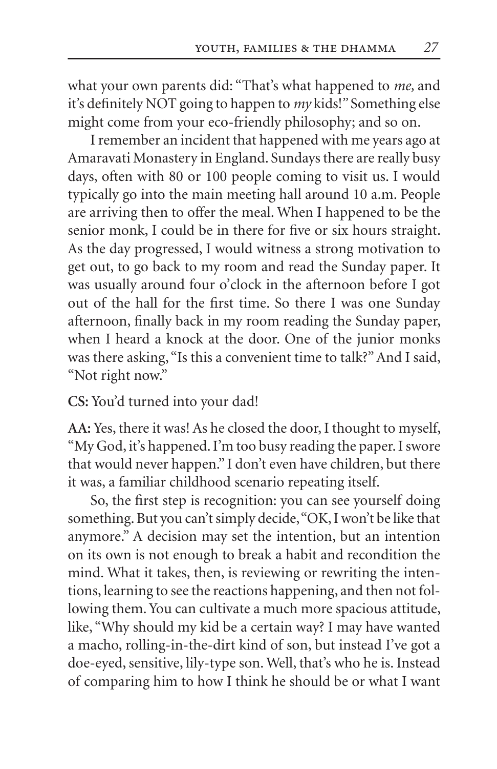what your own parents did: "That's what happened to *me,* and it's definitely NOT going to happen to *my* kids!" Something else might come from your eco-friendly philosophy; and so on.

I remember an incident that happened with me years ago at Amaravati Monastery in England. Sundays there are really busy days, often with 80 or 100 people coming to visit us. I would typically go into the main meeting hall around 10 a.m. People are arriving then to offer the meal. When I happened to be the senior monk, I could be in there for five or six hours straight. As the day progressed, I would witness a strong motivation to get out, to go back to my room and read the Sunday paper. It was usually around four o'clock in the afternoon before I got out of the hall for the first time. So there I was one Sunday afternoon, finally back in my room reading the Sunday paper, when I heard a knock at the door. One of the junior monks was there asking, "Is this a convenient time to talk?" And I said, "Not right now."

**CS:** You'd turned into your dad!

**AA:** Yes, there it was! As he closed the door, I thought to myself, "My God, it's happened. I'm too busy reading the paper. I swore that would never happen." I don't even have children, but there it was, a familiar childhood scenario repeating itself.

So, the first step is recognition: you can see yourself doing something. But you can't simply decide, "OK, I won't be like that anymore." A decision may set the intention, but an intention on its own is not enough to break a habit and recondition the mind. What it takes, then, is reviewing or rewriting the intentions, learning to see the reactions happening, and then not following them. You can cultivate a much more spacious attitude, like, "Why should my kid be a certain way? I may have wanted a macho, rolling-in-the-dirt kind of son, but instead I've got a doe-eyed, sensitive, lily-type son. Well, that's who he is. Instead of comparing him to how I think he should be or what I want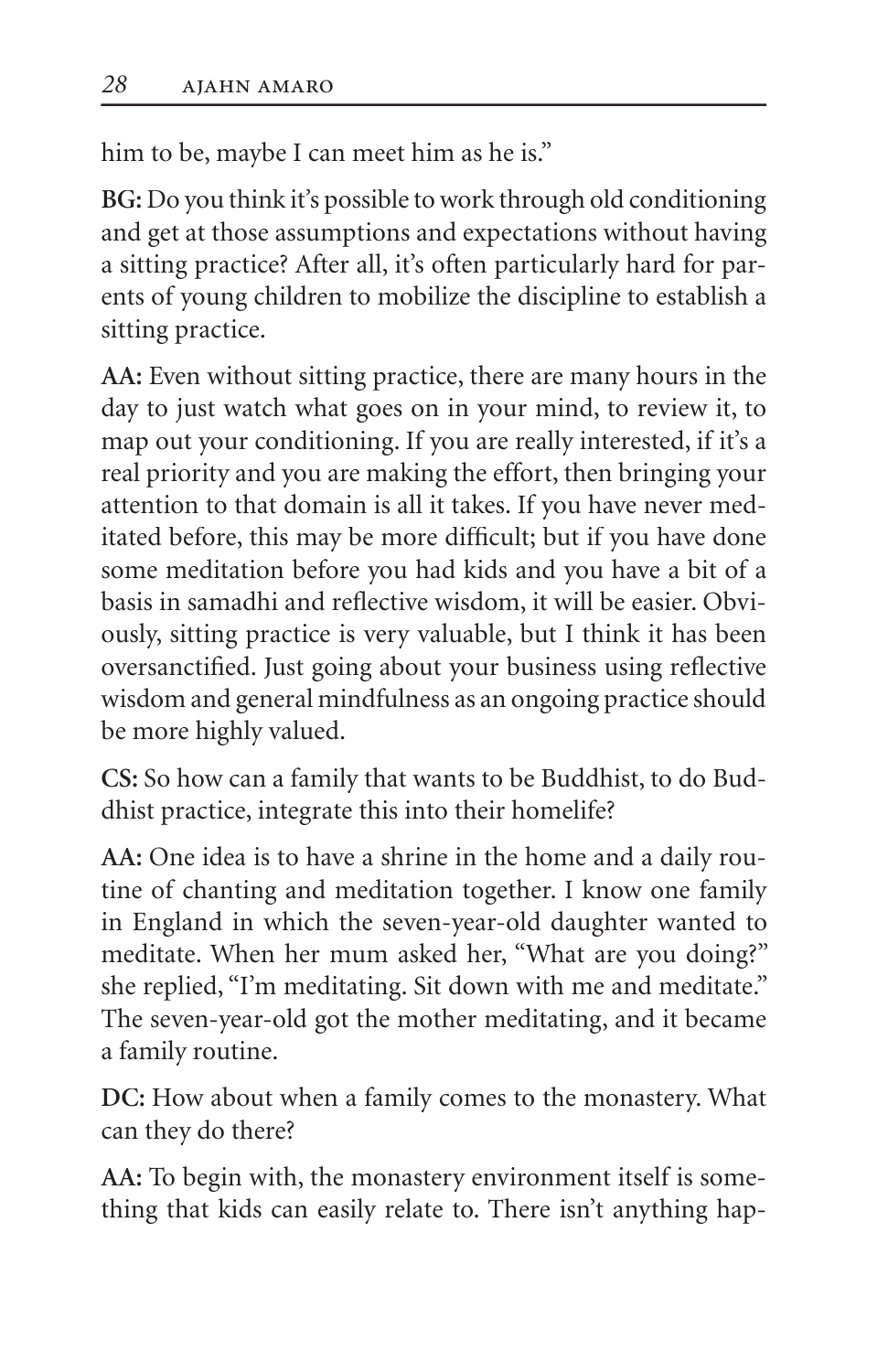him to be, maybe I can meet him as he is."

**BG:** Do you think it's possible to work through old conditioning and get at those assumptions and expectations without having a sitting practice? After all, it's often particularly hard for parents of young children to mobilize the discipline to establish a sitting practice.

**AA:** Even without sitting practice, there are many hours in the day to just watch what goes on in your mind, to review it, to map out your conditioning. If you are really interested, if it's a real priority and you are making the effort, then bringing your attention to that domain is all it takes. If you have never meditated before, this may be more difficult; but if you have done some meditation before you had kids and you have a bit of a basis in samadhi and reflective wisdom, it will be easier. Obviously, sitting practice is very valuable, but I think it has been oversanctified. Just going about your business using reflective wisdom and general mindfulness as an ongoing practice should be more highly valued.

**CS:** So how can a family that wants to be Buddhist, to do Buddhist practice, integrate this into their homelife?

**AA:** One idea is to have a shrine in the home and a daily routine of chanting and meditation together. I know one family in England in which the seven-year-old daughter wanted to meditate. When her mum asked her, "What are you doing?" she replied, "I'm meditating. Sit down with me and meditate." The seven-year-old got the mother meditating, and it became a family routine.

**DC:** How about when a family comes to the monastery. What can they do there?

**AA:** To begin with, the monastery environment itself is something that kids can easily relate to. There isn't anything hap-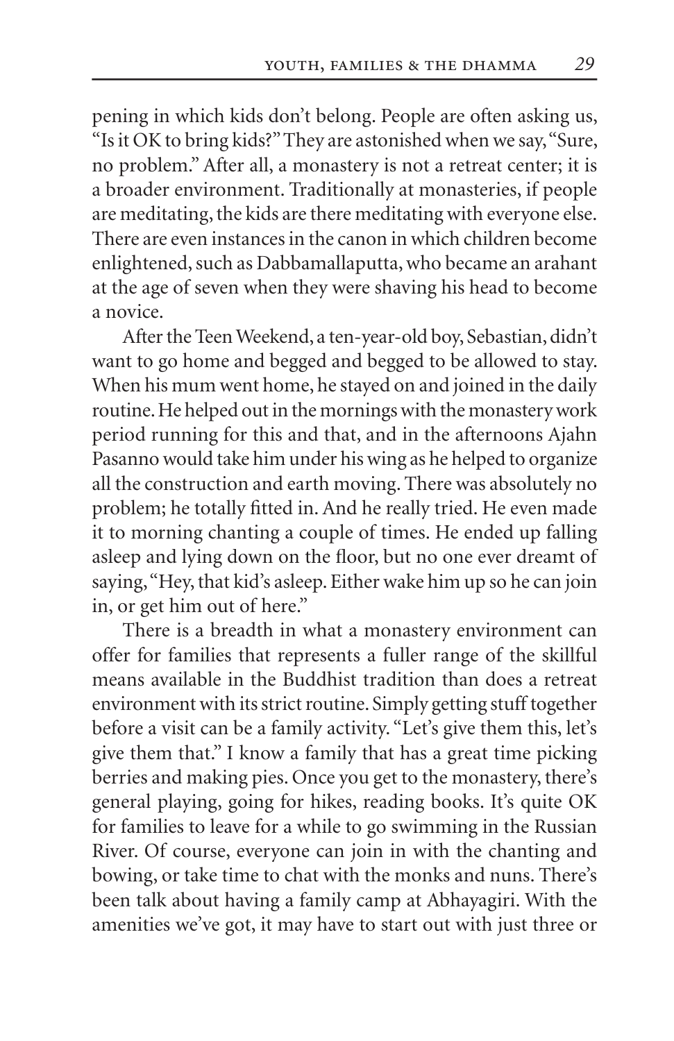pening in which kids don't belong. People are often asking us, "Is it OK to bring kids?" They are astonished when we say, "Sure, no problem." After all, a monastery is not a retreat center; it is a broader environment. Traditionally at monasteries, if people are meditating, the kids are there meditating with everyone else. There are even instances in the canon in which children become enlightened, such as Dabbamallaputta, who became an arahant at the age of seven when they were shaving his head to become a novice.

After the Teen Weekend, a ten-year-old boy, Sebastian, didn't want to go home and begged and begged to be allowed to stay. When his mum went home, he stayed on and joined in the daily routine. He helped out in the mornings with the monastery work period running for this and that, and in the afternoons Ajahn Pasanno would take him under his wing as he helped to organize all the construction and earth moving. There was absolutely no problem; he totally fitted in. And he really tried. He even made it to morning chanting a couple of times. He ended up falling asleep and lying down on the floor, but no one ever dreamt of saying, "Hey, that kid's asleep. Either wake him up so he can join in, or get him out of here."

There is a breadth in what a monastery environment can offer for families that represents a fuller range of the skillful means available in the Buddhist tradition than does a retreat environment with its strict routine. Simply getting stuff together before a visit can be a family activity. "Let's give them this, let's give them that." I know a family that has a great time picking berries and making pies. Once you get to the monastery, there's general playing, going for hikes, reading books. It's quite OK for families to leave for a while to go swimming in the Russian River. Of course, everyone can join in with the chanting and bowing, or take time to chat with the monks and nuns. There's been talk about having a family camp at Abhayagiri. With the amenities we've got, it may have to start out with just three or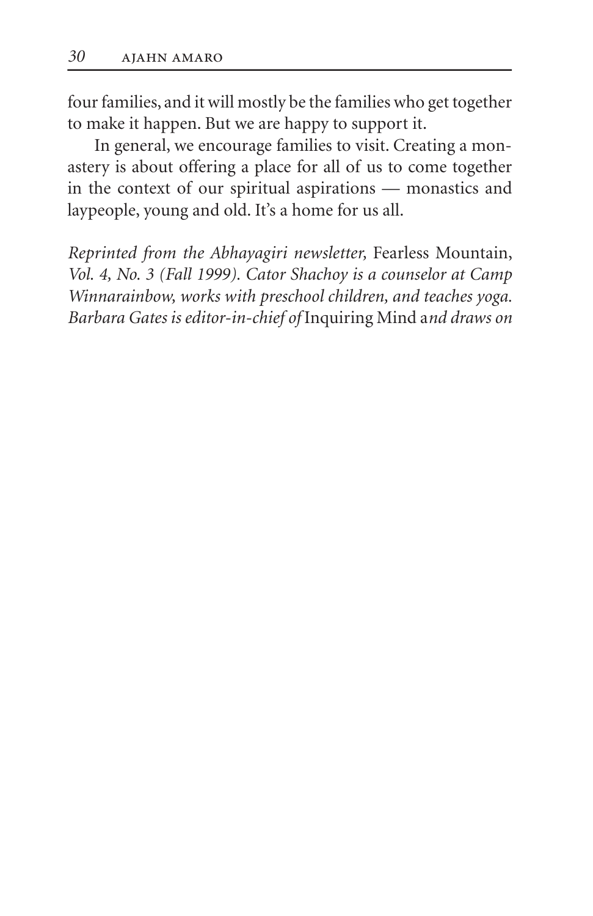four families, and it will mostly be the families who get together to make it happen. But we are happy to support it.

In general, we encourage families to visit. Creating a monastery is about offering a place for all of us to come together in the context of our spiritual aspirations — monastics and laypeople, young and old. It's a home for us all.

*Reprinted from the Abhayagiri newsletter,* Fearless Mountain, *Vol. 4, No. 3 (Fall 1999). Cator Shachoy is a counselor at Camp Winnarainbow, works with preschool children, and teaches yoga. Barbara Gates is editor-in-chief of* Inquiring Mind a*nd draws on*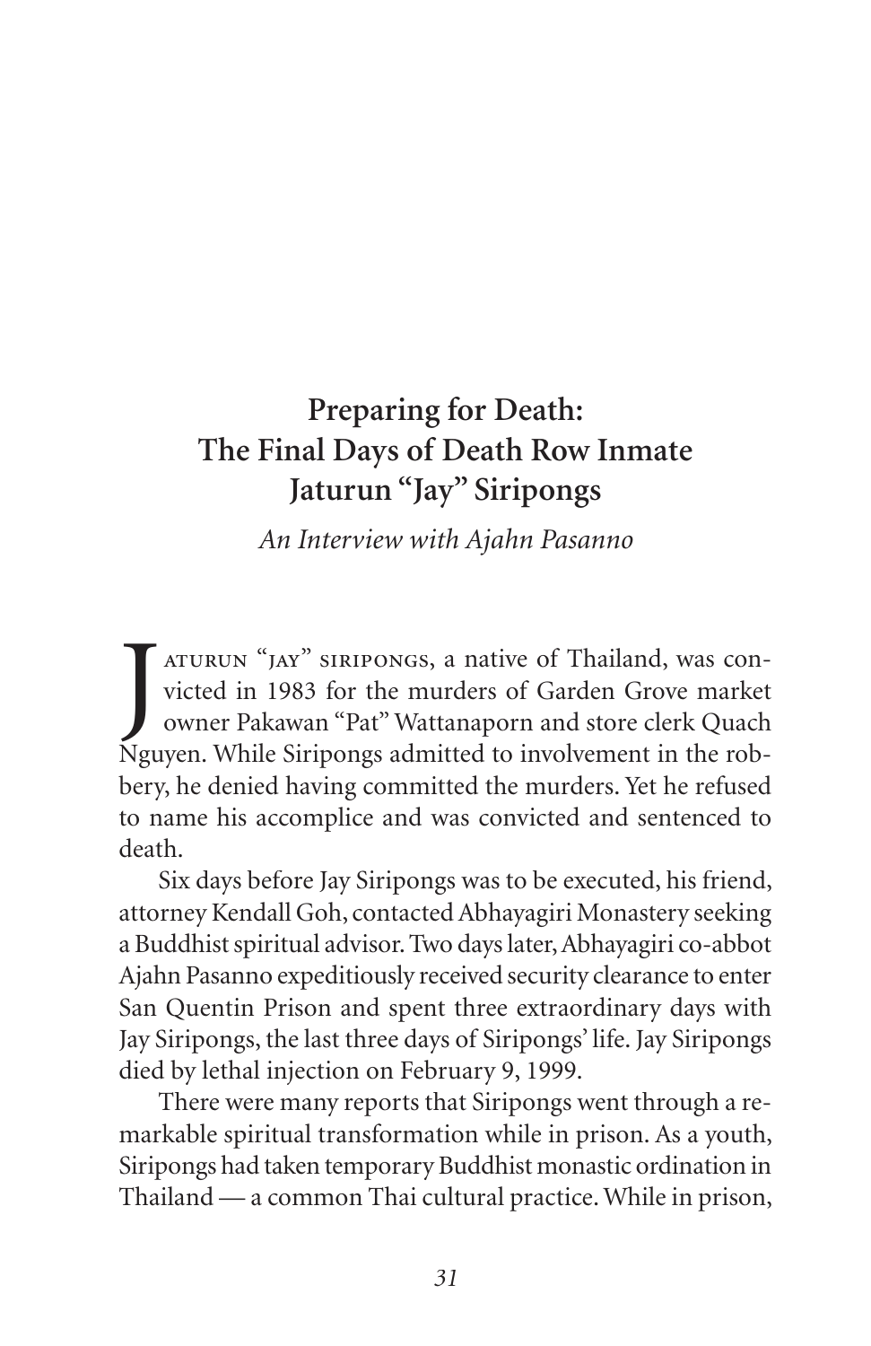# Preparing for Death: The Final Days of Death Row Inmate Jaturun "Jay" Siripongs

*An Interview with Ajahn Pasanno*

Jaturun "Jay" Siripongs, a native of Thailand, was convicted in 1983 for the murders of Garden Grove market owner Pakawan "Pat" Wattanaporn and store clerk Quach Nguyen. While Siripongs admitted to involvement in the robbery, he denied having committed the murders. Yet he refused to name his accomplice and was convicted and sentenced to death.

Six days before Jay Siripongs was to be executed, his friend, attorney Kendall Goh, contacted Abhayagiri Monastery seeking a Buddhist spiritual advisor. Two days later, Abhayagiri co-abbot Ajahn Pasanno expeditiously received security clearance to enter San Quentin Prison and spent three extraordinary days with Jay Siripongs, the last three days of Siripongs' life. Jay Siripongs died by lethal injection on February 9, 1999.

There were many reports that Siripongs went through a remarkable spiritual transformation while in prison. As a youth, Siripongs had taken temporary Buddhist monastic ordination in Thailand — a common Thai cultural practice. While in prison,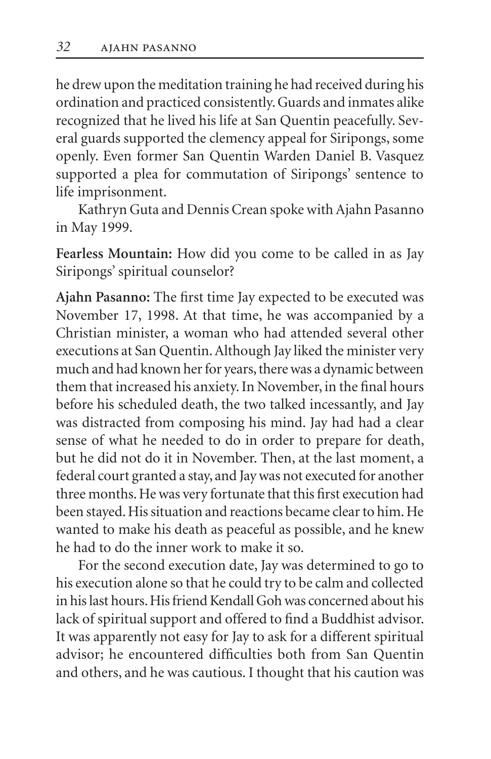he drew upon the meditation training he had received during his ordination and practiced consistently. Guards and inmates alike recognized that he lived his life at San Quentin peacefully. Several guards supported the clemency appeal for Siripongs, some openly. Even former San Quentin Warden Daniel B. Vasquez supported a plea for commutation of Siripongs' sentence to life imprisonment.

Kathryn Guta and Dennis Crean spoke with Ajahn Pasanno in May 1999.

**Fearless Mountain:** How did you come to be called in as Jay Siripongs' spiritual counselor?

**Ajahn Pasanno:** The first time Jay expected to be executed was November 17, 1998. At that time, he was accompanied by a Christian minister, a woman who had attended several other executions at San Quentin. Although Jay liked the minister very much and had known her for years, there was a dynamic between them that increased his anxiety. In November, in the final hours before his scheduled death, the two talked incessantly, and Jay was distracted from composing his mind. Jay had had a clear sense of what he needed to do in order to prepare for death, but he did not do it in November. Then, at the last moment, a federal court granted a stay, and Jay was not executed for another three months. He was very fortunate that this first execution had been stayed. His situation and reactions became clear to him. He wanted to make his death as peaceful as possible, and he knew he had to do the inner work to make it so.

For the second execution date, Jay was determined to go to his execution alone so that he could try to be calm and collected in his last hours. His friend Kendall Goh was concerned about his lack of spiritual support and offered to find a Buddhist advisor. It was apparently not easy for Jay to ask for a different spiritual advisor; he encountered difficulties both from San Quentin and others, and he was cautious. I thought that his caution was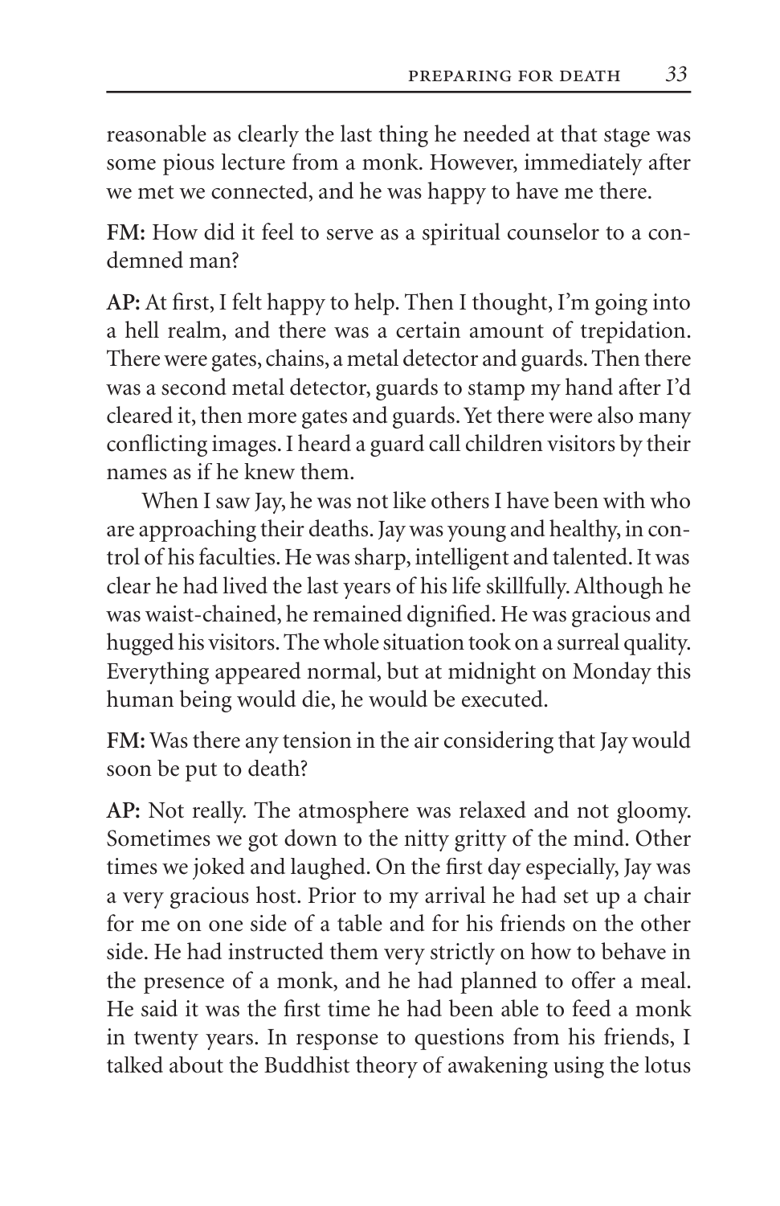reasonable as clearly the last thing he needed at that stage was some pious lecture from a monk. However, immediately after we met we connected, and he was happy to have me there.

**FM:** How did it feel to serve as a spiritual counselor to a condemned man?

**AP:** At first, I felt happy to help. Then I thought, I'm going into a hell realm, and there was a certain amount of trepidation. There were gates, chains, a metal detector and guards. Then there was a second metal detector, guards to stamp my hand after I'd cleared it, then more gates and guards. Yet there were also many conflicting images. I heard a guard call children visitors by their names as if he knew them.

When I saw Jay, he was not like others I have been with who are approaching their deaths. Jay was young and healthy, in control of his faculties. He was sharp, intelligent and talented. It was clear he had lived the last years of his life skillfully. Although he was waist-chained, he remained dignified. He was gracious and hugged his visitors. The whole situation took on a surreal quality. Everything appeared normal, but at midnight on Monday this human being would die, he would be executed.

**FM:** Was there any tension in the air considering that Jay would soon be put to death?

**AP:** Not really. The atmosphere was relaxed and not gloomy. Sometimes we got down to the nitty gritty of the mind. Other times we joked and laughed. On the first day especially, Jay was a very gracious host. Prior to my arrival he had set up a chair for me on one side of a table and for his friends on the other side. He had instructed them very strictly on how to behave in the presence of a monk, and he had planned to offer a meal. He said it was the first time he had been able to feed a monk in twenty years. In response to questions from his friends, I talked about the Buddhist theory of awakening using the lotus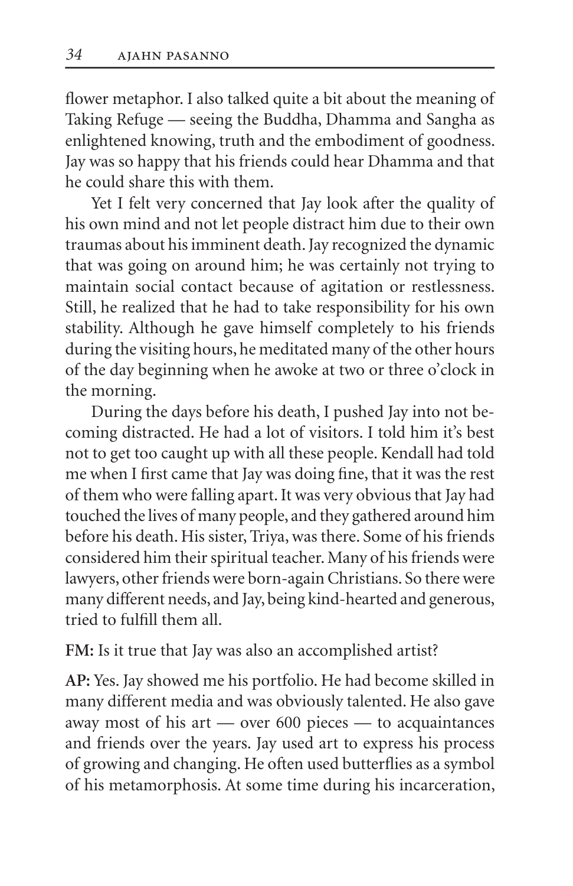flower metaphor. I also talked quite a bit about the meaning of Taking Refuge — seeing the Buddha, Dhamma and Sangha as enlightened knowing, truth and the embodiment of goodness. Jay was so happy that his friends could hear Dhamma and that he could share this with them.

Yet I felt very concerned that Jay look after the quality of his own mind and not let people distract him due to their own traumas about his imminent death. Jay recognized the dynamic that was going on around him; he was certainly not trying to maintain social contact because of agitation or restlessness. Still, he realized that he had to take responsibility for his own stability. Although he gave himself completely to his friends during the visiting hours, he meditated many of the other hours of the day beginning when he awoke at two or three o'clock in the morning.

During the days before his death, I pushed Jay into not becoming distracted. He had a lot of visitors. I told him it's best not to get too caught up with all these people. Kendall had told me when I first came that Jay was doing fine, that it was the rest of them who were falling apart. It was very obvious that Jay had touched the lives of many people, and they gathered around him before his death. His sister, Triya, was there. Some of his friends considered him their spiritual teacher. Many of his friends were lawyers, other friends were born-again Christians. So there were many different needs, and Jay, being kind-hearted and generous, tried to fulfill them all.

**FM:** Is it true that Jay was also an accomplished artist?

**AP:** Yes. Jay showed me his portfolio. He had become skilled in many different media and was obviously talented. He also gave away most of his art — over 600 pieces — to acquaintances and friends over the years. Jay used art to express his process of growing and changing. He often used butterflies as a symbol of his metamorphosis. At some time during his incarceration,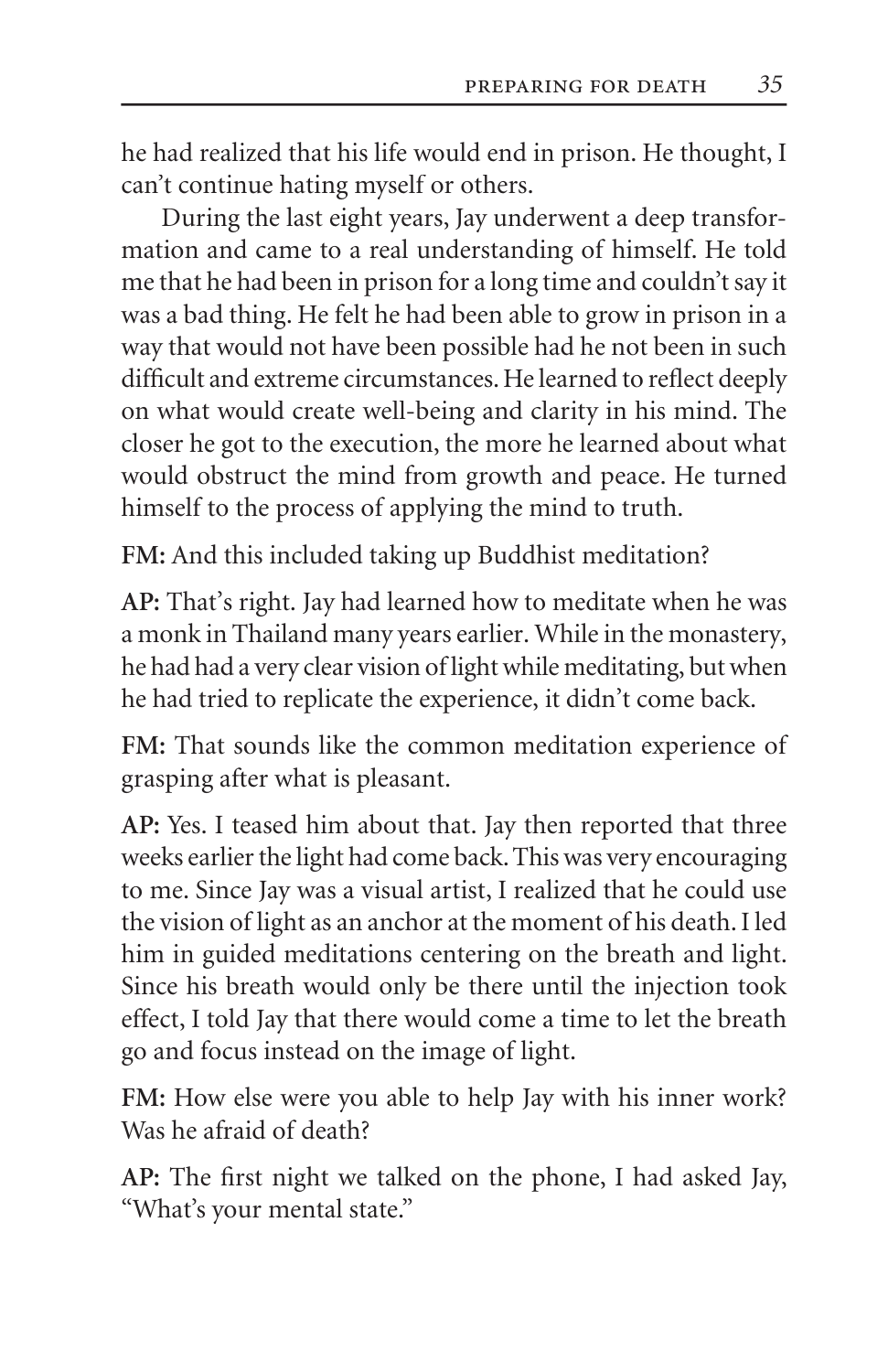he had realized that his life would end in prison. He thought, I can't continue hating myself or others.

During the last eight years, Jay underwent a deep transformation and came to a real understanding of himself. He told me that he had been in prison for a long time and couldn't say it was a bad thing. He felt he had been able to grow in prison in a way that would not have been possible had he not been in such difficult and extreme circumstances. He learned to reflect deeply on what would create well-being and clarity in his mind. The closer he got to the execution, the more he learned about what would obstruct the mind from growth and peace. He turned himself to the process of applying the mind to truth.

**FM:** And this included taking up Buddhist meditation?

**AP:** That's right. Jay had learned how to meditate when he was a monk in Thailand many years earlier. While in the monastery, he had had a very clear vision of light while meditating, but when he had tried to replicate the experience, it didn't come back.

**FM:** That sounds like the common meditation experience of grasping after what is pleasant.

**AP:** Yes. I teased him about that. Jay then reported that three weeks earlier the light had come back. This was very encouraging to me. Since Jay was a visual artist, I realized that he could use the vision of light as an anchor at the moment of his death. I led him in guided meditations centering on the breath and light. Since his breath would only be there until the injection took effect, I told Jay that there would come a time to let the breath go and focus instead on the image of light.

**FM:** How else were you able to help Jay with his inner work? Was he afraid of death?

**AP:** The first night we talked on the phone, I had asked Jay, "What's your mental state."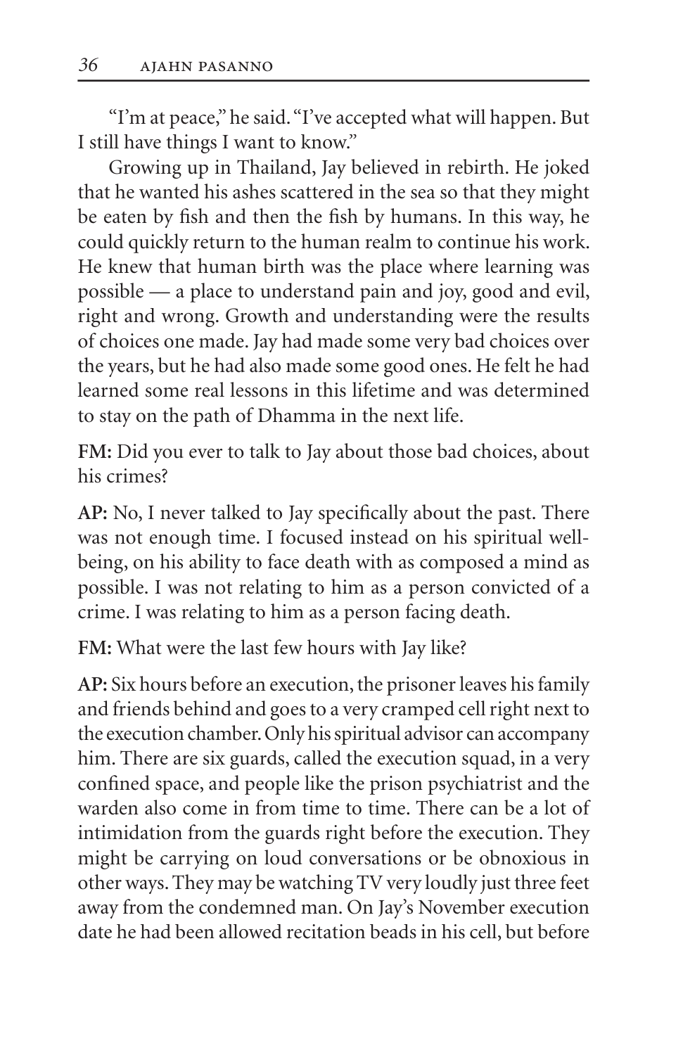"I'm at peace," he said. "I've accepted what will happen. But I still have things I want to know."

Growing up in Thailand, Jay believed in rebirth. He joked that he wanted his ashes scattered in the sea so that they might be eaten by fish and then the fish by humans. In this way, he could quickly return to the human realm to continue his work. He knew that human birth was the place where learning was possible — a place to understand pain and joy, good and evil, right and wrong. Growth and understanding were the results of choices one made. Jay had made some very bad choices over the years, but he had also made some good ones. He felt he had learned some real lessons in this lifetime and was determined to stay on the path of Dhamma in the next life.

**FM:** Did you ever to talk to Jay about those bad choices, about his crimes?

**AP:** No, I never talked to Jay specifically about the past. There was not enough time. I focused instead on his spiritual well-being, on his ability to face death with as composed a mind as possible. I was not relating to him as a person convicted of a crime. I was relating to him as a person facing death.

**FM:** What were the last few hours with Jay like?

**AP:** Six hours before an execution, the prisoner leaves his family and friends behind and goes to a very cramped cell right next to the execution chamber. Only his spiritual advisor can accompany him. There are six guards, called the execution squad, in a very confined space, and people like the prison psychiatrist and the warden also come in from time to time. There can be a lot of intimidation from the guards right before the execution. They might be carrying on loud conversations or be obnoxious in other ways. They may be watching TV very loudly just three feet away from the condemned man. On Jay's November execution date he had been allowed recitation beads in his cell, but before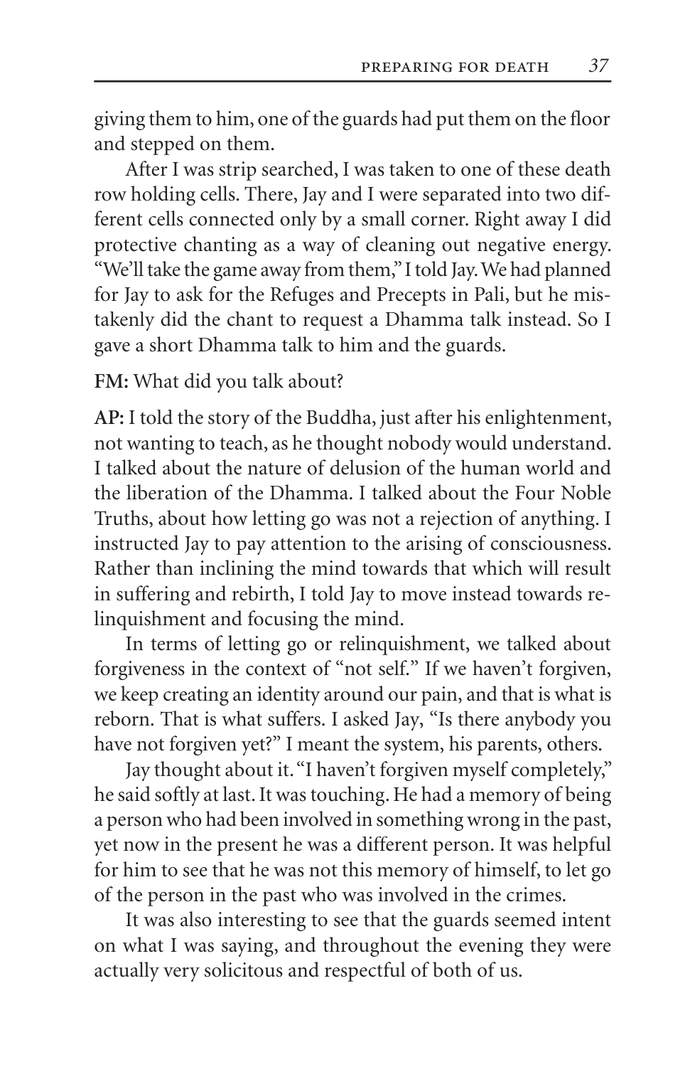giving them to him, one of the guards had put them on the floor and stepped on them.

After I was strip searched, I was taken to one of these death row holding cells. There, Jay and I were separated into two different cells connected only by a small corner. Right away I did protective chanting as a way of cleaning out negative energy. "We'll take the game away from them," I told Jay. We had planned for Jay to ask for the Refuges and Precepts in Pali, but he mistakenly did the chant to request a Dhamma talk instead. So I gave a short Dhamma talk to him and the guards.

**FM:** What did you talk about?

**AP:** I told the story of the Buddha, just after his enlightenment, not wanting to teach, as he thought nobody would understand. I talked about the nature of delusion of the human world and the liberation of the Dhamma. I talked about the Four Noble Truths, about how letting go was not a rejection of anything. I instructed Jay to pay attention to the arising of consciousness. Rather than inclining the mind towards that which will result in suffering and rebirth, I told Jay to move instead towards relinquishment and focusing the mind.

In terms of letting go or relinquishment, we talked about forgiveness in the context of "not self." If we haven't forgiven, we keep creating an identity around our pain, and that is what is reborn. That is what suffers. I asked Jay, "Is there anybody you have not forgiven yet?" I meant the system, his parents, others.

Jay thought about it. "I haven't forgiven myself completely," he said softly at last. It was touching. He had a memory of being a person who had been involved in something wrong in the past, yet now in the present he was a different person. It was helpful for him to see that he was not this memory of himself, to let go of the person in the past who was involved in the crimes.

It was also interesting to see that the guards seemed intent on what I was saying, and throughout the evening they were actually very solicitous and respectful of both of us.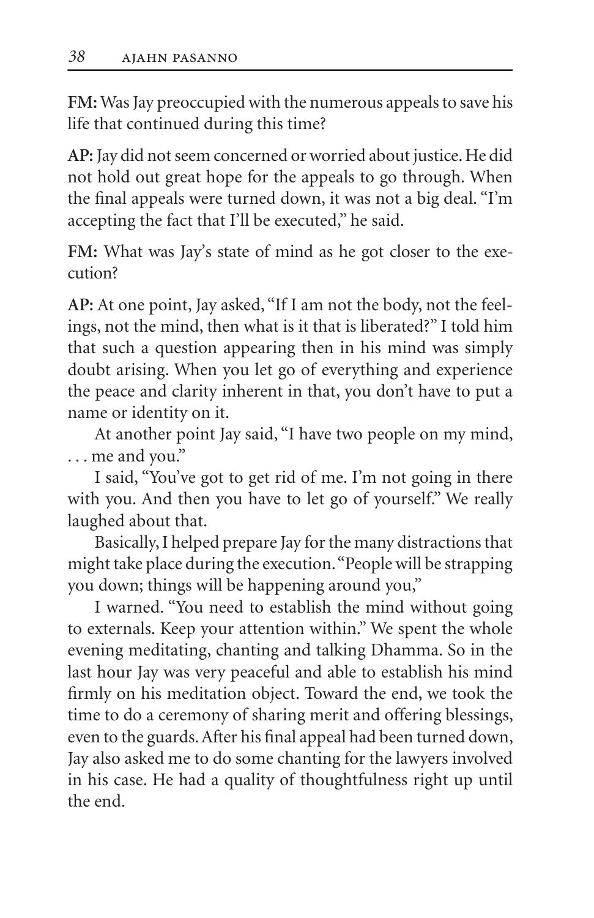**FM:** Was Jay preoccupied with the numerous appeals to save his life that continued during this time?

**AP:** Jay did not seem concerned or worried about justice. He did not hold out great hope for the appeals to go through. When the final appeals were turned down, it was not a big deal. "I'm accepting the fact that I'll be executed," he said.

**FM:** What was Jay's state of mind as he got closer to the execution?

**AP:** At one point, Jay asked, "If I am not the body, not the feelings, not the mind, then what is it that is liberated?" I told him that such a question appearing then in his mind was simply doubt arising. When you let go of everything and experience the peace and clarity inherent in that, you don't have to put a name or identity on it.

At another point Jay said, "I have two people on my mind, . . . me and you."

I said, "You've got to get rid of me. I'm not going in there with you. And then you have to let go of yourself." We really laughed about that.

Basically, I helped prepare Jay for the many distractions that might take place during the execution. "People will be strapping you down; things will be happening around you,"

I warned. "You need to establish the mind without going to externals. Keep your attention within." We spent the whole evening meditating, chanting and talking Dhamma. So in the last hour Jay was very peaceful and able to establish his mind firmly on his meditation object. Toward the end, we took the time to do a ceremony of sharing merit and offering blessings, even to the guards. After his final appeal had been turned down, Jay also asked me to do some chanting for the lawyers involved in his case. He had a quality of thoughtfulness right up until the end.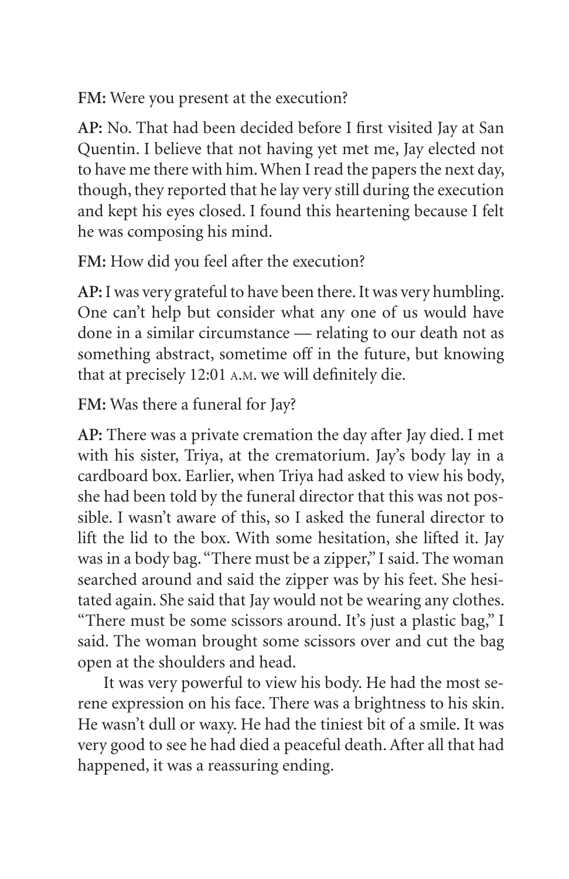**FM:** Were you present at the execution?

**AP:** No. That had been decided before I first visited Jay at San Quentin. I believe that not having yet met me, Jay elected not to have me there with him. When I read the papers the next day, though, they reported that he lay very still during the execution and kept his eyes closed. I found this heartening because I felt he was composing his mind.

**FM:** How did you feel after the execution?

**AP:** I was very grateful to have been there. It was very humbling. One can't help but consider what any one of us would have done in a similar circumstance — relating to our death not as something abstract, sometime off in the future, but knowing that at precisely 12:01 A.M. we will definitely die.

**FM:** Was there a funeral for Jay?

**AP:** There was a private cremation the day after Jay died. I met with his sister, Triya, at the crematorium. Jay's body lay in a cardboard box. Earlier, when Triya had asked to view his body, she had been told by the funeral director that this was not possible. I wasn't aware of this, so I asked the funeral director to lift the lid to the box. With some hesitation, she lifted it. Jay was in a body bag. "There must be a zipper," I said. The woman searched around and said the zipper was by his feet. She hesitated again. She said that Jay would not be wearing any clothes. "There must be some scissors around. It's just a plastic bag," I said. The woman brought some scissors over and cut the bag open at the shoulders and head.

It was very powerful to view his body. He had the most serene expression on his face. There was a brightness to his skin. He wasn't dull or waxy. He had the tiniest bit of a smile. It was very good to see he had died a peaceful death. After all that had happened, it was a reassuring ending.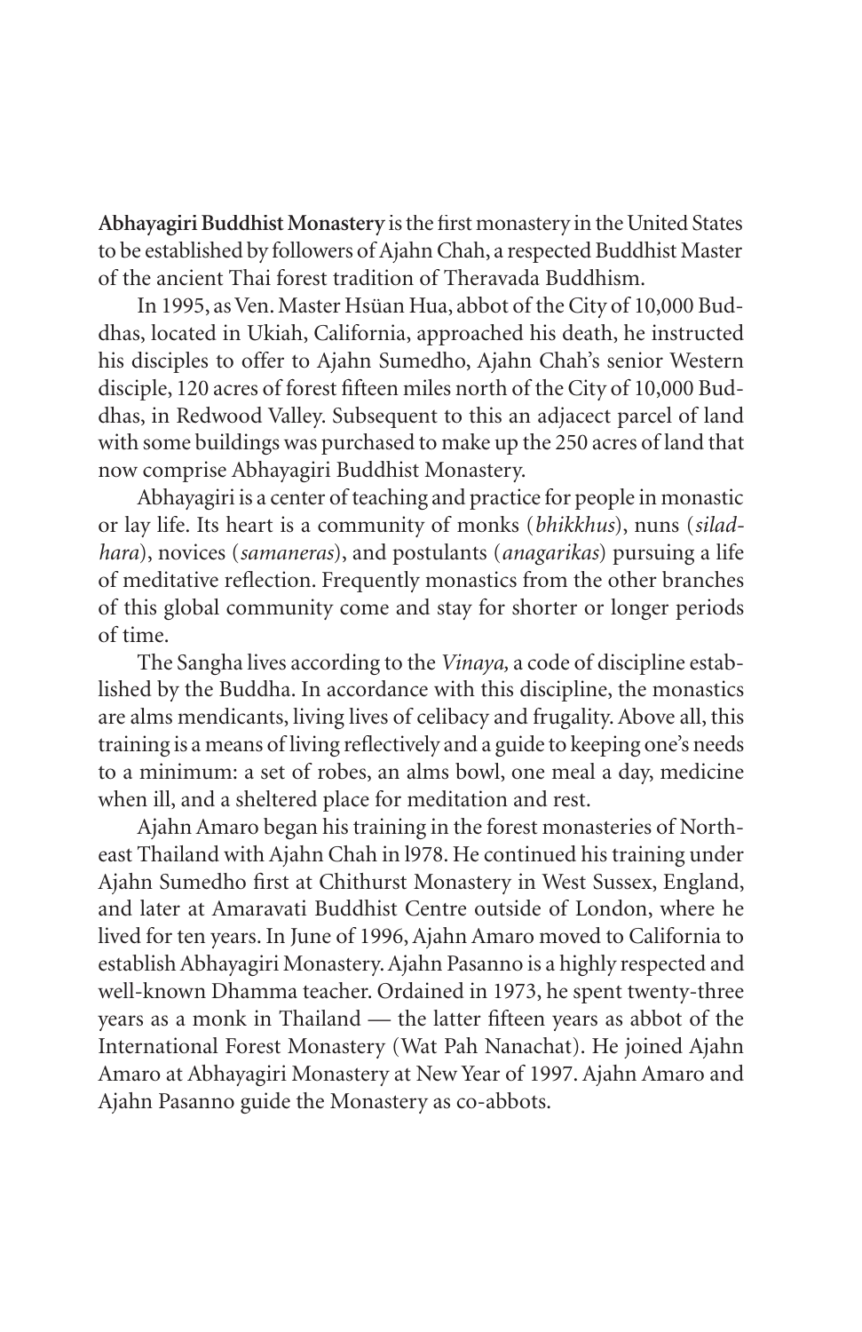**Abhayagiri Buddhist Monastery** is the first monastery in the United States to be established by followers of Ajahn Chah, a respected Buddhist Master of the ancient Thai forest tradition of Theravada Buddhism.

In 1995, as Ven. Master Hsüan Hua, abbot of the City of 10,000 Buddhas, located in Ukiah, California, approached his death, he instructed his disciples to offer to Ajahn Sumedho, Ajahn Chah's senior Western disciple, 120 acres of forest fifteen miles north of the City of 10,000 Buddhas, in Redwood Valley. Subsequent to this an adjacect parcel of land with some buildings was purchased to make up the 250 acres of land that now comprise Abhayagiri Buddhist Monastery.

Abhayagiri is a center of teaching and practice for people in monastic or lay life. Its heart is a community of monks (*bhikkhus*), nuns (*siladhara*), novices (*samaneras*), and postulants (*anagarikas*) pursuing a life of meditative reflection. Frequently monastics from the other branches of this global community come and stay for shorter or longer periods of time.

The Sangha lives according to the *Vinaya,* a code of discipline established by the Buddha. In accordance with this discipline, the monastics are alms mendicants, living lives of celibacy and frugality. Above all, this training is a means of living reflectively and a guide to keeping one's needs to a minimum: a set of robes, an alms bowl, one meal a day, medicine when ill, and a sheltered place for meditation and rest.

Ajahn Amaro began his training in the forest monasteries of Northeast Thailand with Ajahn Chah in l978. He continued his training under Ajahn Sumedho first at Chithurst Monastery in West Sussex, England, and later at Amaravati Buddhist Centre outside of London, where he lived for ten years. In June of 1996, Ajahn Amaro moved to California to establish Abhayagiri Monastery. Ajahn Pasanno is a highly respected and well-known Dhamma teacher. Ordained in 1973, he spent twenty-three years as a monk in Thailand — the latter fifteen years as abbot of the International Forest Monastery (Wat Pah Nanachat). He joined Ajahn Amaro at Abhayagiri Monastery at New Year of 1997. Ajahn Amaro and Ajahn Pasanno guide the Monastery as co-abbots.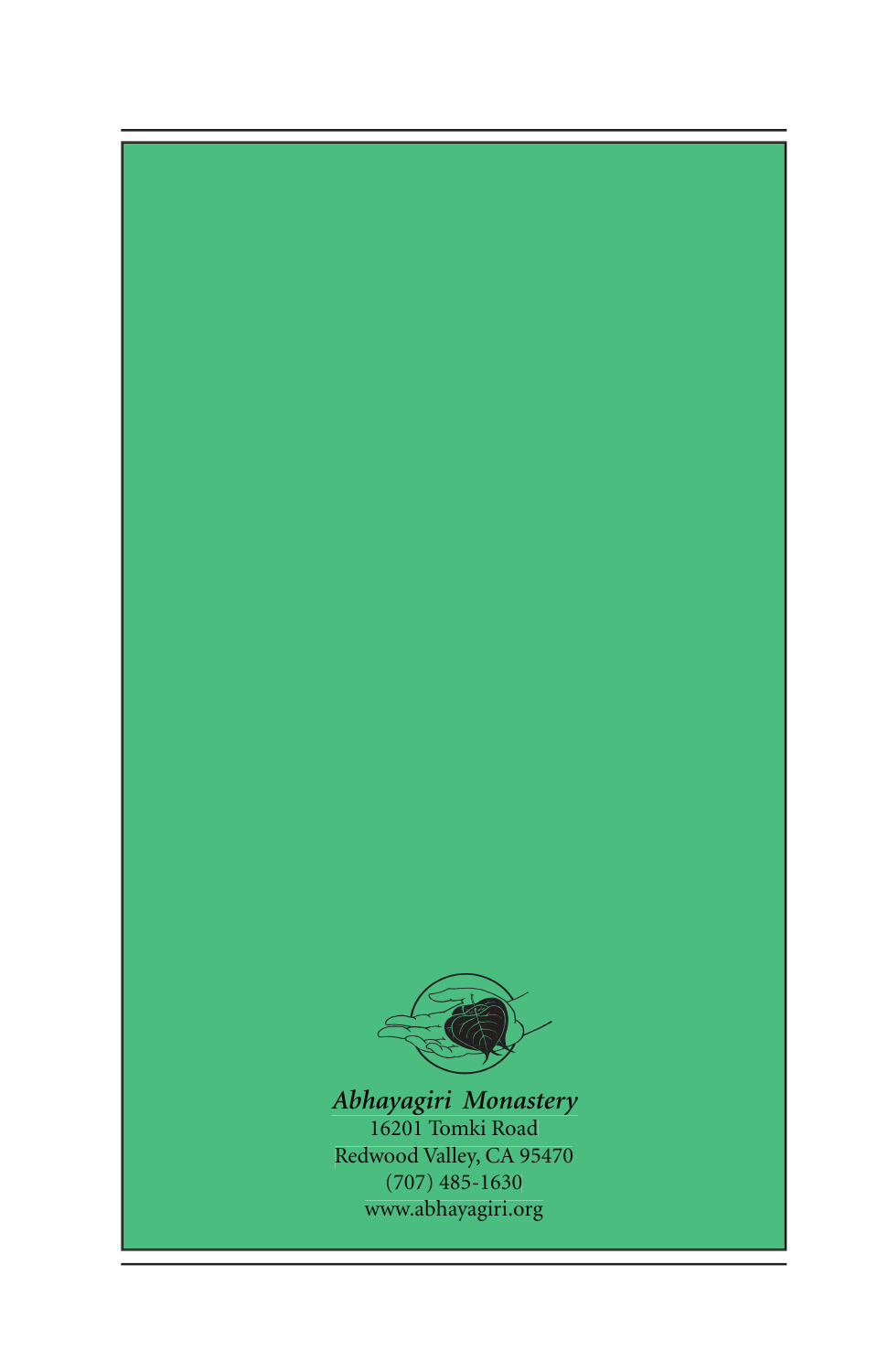*Abhayagiri Monastery*

16201 Tomki Road

Redwood Valley, CA 95470

(707) 485-1630

www.abhayagiri.org